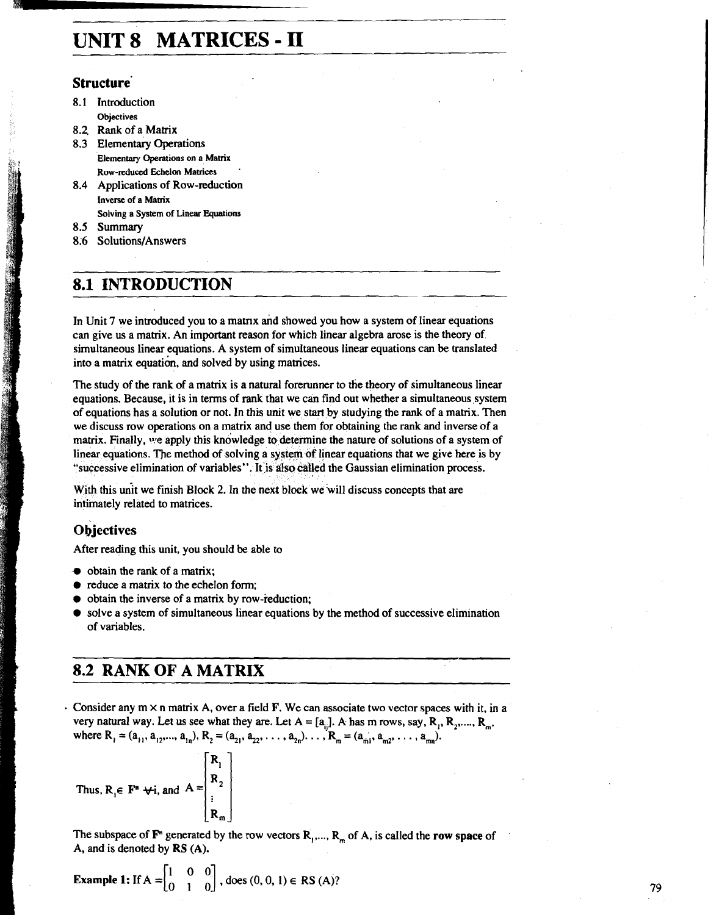# UNIT 8 MATRICES - II

## Structure

8.1 Introduction
  Objectives
8.2 Rank of a Matrix
8.3 Elementary Operations
  Elementary Operations on a Matrix
  Row-reduced Echelon Matrices
8.4 Applications of Row-reduction
  Inverse of a Matrix
  Solving a System of Linear Equations
8.5 Summary
8.6 Solutions/Answers

## 8.1 INTRODUCTION

In Unit 7 we introduced you to a matrix and showed you how a system of linear equations can give us a matrix. An important reason for which linear algebra arose is the theory of simultaneous linear equations. A system of simultaneous linear equations can be translated into a matrix equation, and solved by using matrices.

The study of the rank of a matrix is a natural forerunner to the theory of simultaneous linear equations. Because, it is in terms of rank that we can find out whether a simultaneous system of equations has a solution or not. In this unit we start by studying the rank of a matrix. Then we discuss row operations on a matrix and use them for obtaining the rank and inverse of a matrix. Finally, we apply this knowledge to determine the nature of solutions of a system of linear equations. The method of solving a system of linear equations that we give here is by "successive elimination of variables". It is also called the Gaussian elimination process.

With this unit we finish Block 2. In the next block we will discuss concepts that are intimately related to matrices.

### Objectives

After reading this unit, you should be able to

- obtain the rank of a matrix;
- reduce a matrix to the echelon form;
- obtain the inverse of a matrix by row-reduction;
- solve a system of simultaneous linear equations by the method of successive elimination of variables.

## 8.2 RANK OF A MATRIX

Consider any $m \times n$ matrix A, over a field F. We can associate two vector spaces with it, in a very natural way. Let us see what they are. Let $A = [a_{ij}]$. A has m rows, say, $R_1, R_2, \ldots, R_m$, where $R_1 = (a_{11}, a_{12}, \ldots, a_{1n})$, $R_2 = (a_{21}, a_{22}, \ldots, a_{2n}) \ldots, R_m = (a_{m1}, a_{m2}, \ldots, a_{mn})$.

Thus, $R_i \in F^n \ \forall i$, and $A = \begin{bmatrix} R_1 \\ R_2 \\ \vdots \\ R_m \end{bmatrix}$

The subspace of $F^n$ generated by the row vectors $R_1, \ldots, R_m$ of A, is called the **row space** of A, and is denoted by **RS (A)**.

**Example 1:** If $A = \begin{bmatrix} 1 & 0 & 0 \\ 0 & 1 & 0 \end{bmatrix}$, does $(0, 0, 1) \in RS(A)$?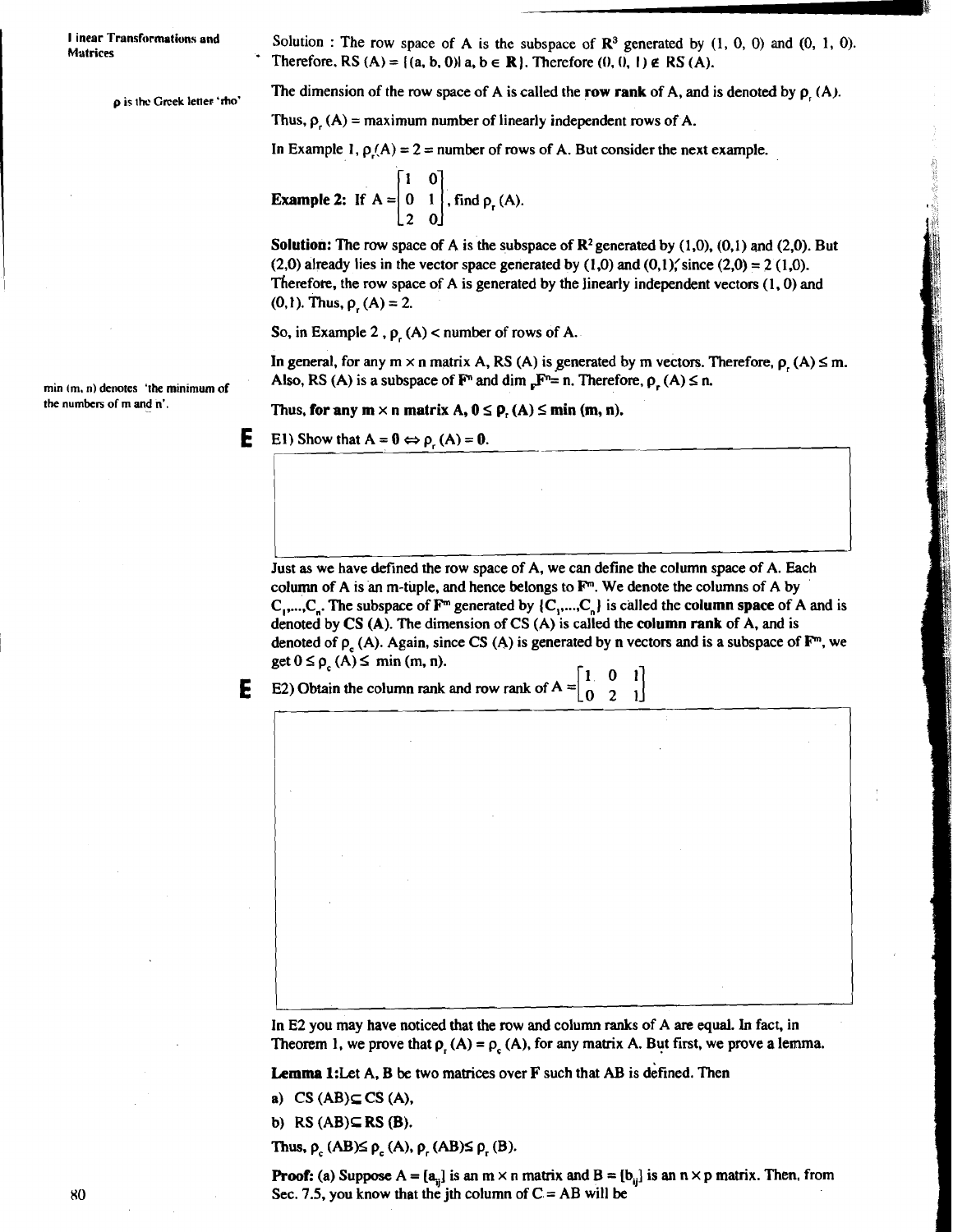Solution : The row space of A is the subspace of $\mathbf{R}^3$ generated by (1, 0, 0) and (0, 1, 0). Therefore, RS (A) = $\{(a, b, 0) | a, b \in \mathbf{R}\}$. Therefore $(0, 0, 1) \notin$ RS (A).

$\rho$ is the Greek letter 'rho'

The dimension of the row space of A is called the **row rank** of A, and is denoted by $\rho_r$ (A).

Thus, $\rho_r$ (A) = maximum number of linearly independent rows of A.

In Example 1, $\rho_r$(A) = 2 = number of rows of A. But consider the next example.

**Example 2:** If $A = \begin{bmatrix} 1 & 0 \\ 0 & 1 \\ 2 & 0 \end{bmatrix}$, find $\rho_r$ (A).

**Solution:** The row space of A is the subspace of $\mathbf{R}^2$ generated by (1,0), (0,1) and (2,0). But (2,0) already lies in the vector space generated by (1,0) and (0,1), since (2,0) = 2 (1,0). Therefore, the row space of A is generated by the linearly independent vectors (1, 0) and (0,1). Thus, $\rho_r$ (A) = 2.

So, in Example 2, $\rho_r$ (A) < number of rows of A.

In general, for any m × n matrix A, RS (A) is generated by m vectors. Therefore, $\rho_r$ (A) ≤ m. Also, RS (A) is a subspace of $\mathbf{F}^n$ and $\dim_F \mathbf{F}^n = n$. Therefore, $\rho_r$ (A) ≤ n.

min (m, n) denotes 'the minimum of the numbers of m and n'.

Thus, **for any m × n matrix A, 0 ≤ $\rho_r$ (A) ≤ min (m, n).**

**E** E1) Show that A = **0** ⇔ $\rho_r$ (A) = **0**.

Just as we have defined the row space of A, we can define the column space of A. Each column of A is an m-tuple, and hence belongs to $\mathbf{F}^m$. We denote the columns of A by $C_1, \ldots, C_n$. The subspace of $\mathbf{F}^m$ generated by $\{C_1, \ldots, C_n\}$ is called the **column space** of A and is denoted by **CS (A)**. The dimension of CS (A) is called the **column rank** of A, and is denoted of $\rho_c$ (A). Again, since CS (A) is generated by n vectors and is a subspace of $\mathbf{F}^m$, we get 0 ≤ $\rho_c$ (A) ≤ min (m, n).

**E** E2) Obtain the column rank and row rank of $A = \begin{bmatrix} 1 & 0 & 1 \\ 0 & 2 & 1 \end{bmatrix}$

In E2 you may have noticed that the row and column ranks of A are equal. In fact, in Theorem 1, we prove that $\rho_r$ (A) = $\rho_c$ (A), for any matrix A. But first, we prove a lemma.

**Lemma 1:** Let A, B be two matrices over F such that AB is defined. Then

a) CS (AB) ⊆ CS (A),

b) RS (AB) ⊆ RS (B).

Thus, $\rho_c$ (AB) ≤ $\rho_c$ (A), $\rho_r$ (AB) ≤ $\rho_r$ (B).

**Proof:** (a) Suppose A = $[a_{ij}]$ is an m × n matrix and B = $[b_{ij}]$ is an n × p matrix. Then, from Sec. 7.5, you know that the jth column of C = AB will be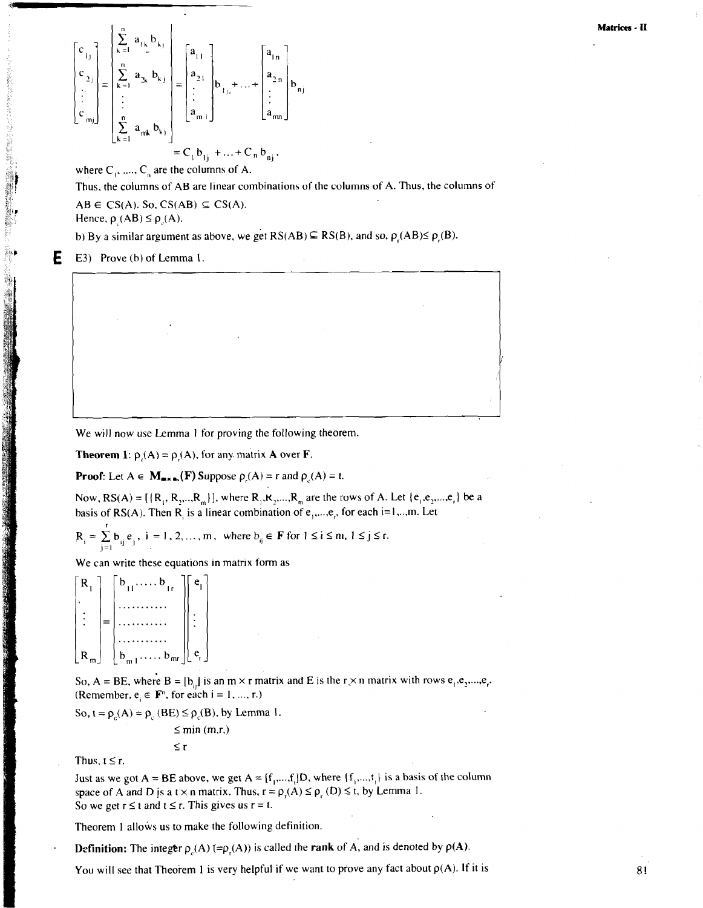$$\begin{bmatrix} c_{1j} \\ c_{2j} \\ \vdots \\ c_{mj} \end{bmatrix} = \begin{bmatrix} \sum_{k=1}^{n} a_{1k} b_{kj} \\ \sum_{k=1}^{n} a_{2k} b_{kj} \\ \vdots \\ \sum_{k=1}^{n} a_{mk} b_{kj} \end{bmatrix} = \begin{bmatrix} a_{11} \\ a_{21} \\ \vdots \\ a_{m1} \end{bmatrix} b_{1j} + \ldots + \begin{bmatrix} a_{1n} \\ a_{2n} \\ \vdots \\ a_{mn} \end{bmatrix} b_{nj}$$

$$= C_1 b_{1j} + \ldots + C_n b_{nj},$$

where $C_1, \ldots, C_n$ are the columns of A.

Thus, the columns of AB are linear combinations of the columns of A. Thus, the columns of $AB \in CS(A)$. So, $CS(AB) \subseteq CS(A)$.

Hence, $\rho_c(AB) \leq \rho_c(A)$.

b) By a similar argument as above, we get $RS(AB) \subseteq RS(B)$, and so, $\rho_r(AB) \leq \rho_r(B)$.

**E** E3) Prove (b) of Lemma 1.

We will now use Lemma 1 for proving the following theorem.

**Theorem 1:** $\rho_c(A) = \rho_r(A)$, for any matrix **A** over **F**.

**Proof:** Let $A \in \mathbf{M}_{m \times n}(\mathbf{F})$ Suppose $\rho_r(A) = r$ and $\rho_c(A) = t$.

Now, $RS(A) = [\{R_1, R_2, \ldots, R_m\}]$, where $R_1, R_2, \ldots, R_m$ are the rows of A. Let $\{e_1, e_2, \ldots, e_r\}$ be a basis of RS(A). Then $R_i$ is a linear combination of $e_1, \ldots, e_r$, for each $i = 1, \ldots, m$. Let

$$R_i = \sum_{j=1}^{r} b_{ij} e_j, \quad i = 1, 2, \ldots, m, \quad \text{where } b_{ij} \in \mathbf{F} \text{ for } 1 \leq i \leq m, \ 1 \leq j \leq r.$$

We can write these equations in matrix form as

$$\begin{bmatrix} R_1 \\ \vdots \\ R_m \end{bmatrix} = \begin{bmatrix} b_{11} \ldots b_{1r} \\ \ldots\ldots\ldots \\ \ldots\ldots\ldots \\ \ldots\ldots\ldots \\ b_{m1} \ldots b_{mr} \end{bmatrix} \begin{bmatrix} e_1 \\ \vdots \\ e_r \end{bmatrix}$$

So, $A = BE$, where $B = [b_{ij}]$ is an $m \times r$ matrix and E is the $r \times n$ matrix with rows $e_1, e_2, \ldots, e_r$. (Remember, $e_i \in \mathbf{F}^n$, for each $i = 1, \ldots, r$.)

So, $t = \rho_c(A) = \rho_c(BE) \leq \rho_c(B)$, by Lemma 1.

$\leq \min(m, r)$

$\leq r$

Thus, $t \leq r$.

Just as we got $A = BE$ above, we get $A = [f_1, \ldots, f_t]D$, where $\{f_1, \ldots, f_t\}$ is a basis of the column space of A and D is a $t \times n$ matrix. Thus, $r = \rho_r(A) \leq \rho_r(D) \leq t$, by Lemma 1.

So we get $r \leq t$ and $t \leq r$. This gives us $r = t$.

Theorem 1 allows us to make the following definition.

**Definition:** The integer $\rho_c(A)$ $(= \rho_r(A))$ is called the **rank** of A, and is denoted by $\rho(\mathbf{A})$.

You will see that Theorem 1 is very helpful if we want to prove any fact about $\rho(A)$. If it is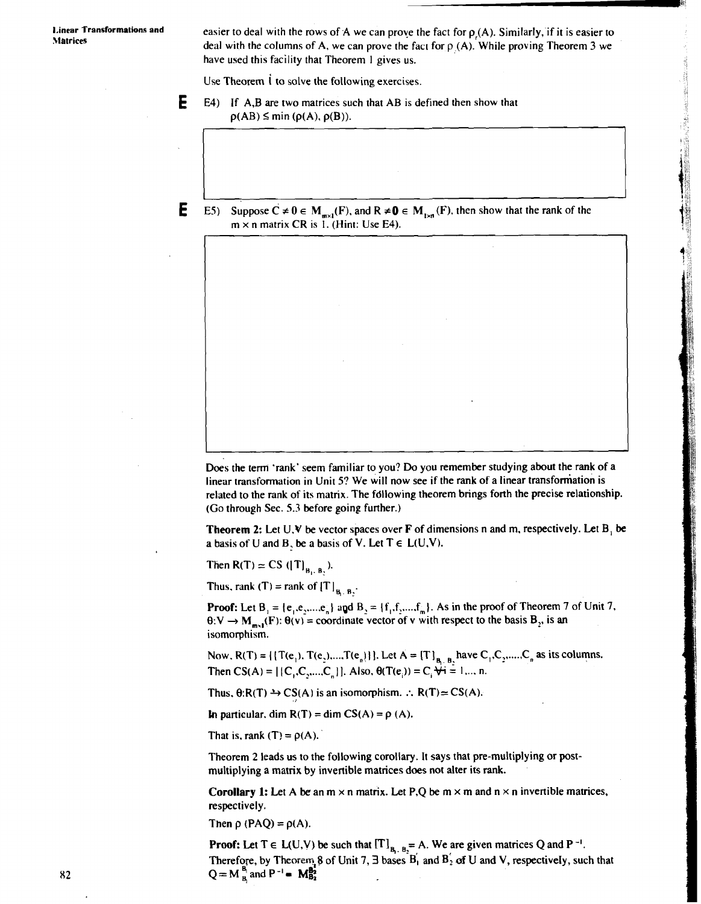easier to deal with the rows of A we can prove the fact for $\rho_r(A)$. Similarly, if it is easier to deal with the columns of A, we can prove the fact for $\rho_c(A)$. While proving Theorem 3 we have used this facility that Theorem 1 gives us.

Use Theorem 1 to solve the following exercises.

**E** E4) If A,B are two matrices such that AB is defined then show that $\rho(AB) \leq \min(\rho(A), \rho(B))$.

**E** E5) Suppose $C \neq 0 \in M_{m\times 1}(F)$, and $R \neq 0 \in M_{1\times n}(F)$, then show that the rank of the $m \times n$ matrix CR is 1. (Hint: Use E4).

Does the term 'rank' seem familiar to you? Do you remember studying about the rank of a linear transformation in Unit 5? We will now see if the rank of a linear transformation is related to the rank of its matrix. The following theorem brings forth the precise relationship. (Go through Sec. 5.3 before going further.)

**Theorem 2:** Let U,V be vector spaces over F of dimensions n and m, respectively. Let $B_1$ be a basis of U and $B_2$ be a basis of V. Let $T \in L(U,V)$.

Then $R(T) \simeq CS([T]_{B_1, B_2})$.

Thus, rank (T) = rank of $[T]_{B_1, B_2}$.

**Proof:** Let $B_1 = \{e_1, e_2, \ldots, e_n\}$ and $B_2 = \{f_1, f_2, \ldots, f_m\}$. As in the proof of Theorem 7 of Unit 7, $\theta: V \rightarrow M_{m\times 1}(F)$: $\theta(v)$ = coordinate vector of v with respect to the basis $B_2$, is an isomorphism.

Now, $R(T) = [\{T(e_1), T(e_2), \ldots, T(e_n)\}]$. Let $A = [T]_{B_1, B_2}$ have $C_1, C_2, \ldots, C_n$ as its columns. Then $CS(A) = [\{C_1, C_2, \ldots, C_n\}]$. Also, $\theta(T(e_i)) = C_i \ \forall i = 1, \ldots, n$.

Thus, $\theta: R(T) \rightarrow CS(A)$ is an isomorphism. $\therefore R(T) \simeq CS(A)$.

In particular, $\dim R(T) = \dim CS(A) = \rho(A)$.

That is, rank $(T) = \rho(A)$.

Theorem 2 leads us to the following corollary. It says that pre-multiplying or post-multiplying a matrix by invertible matrices does not alter its rank.

**Corollary 1:** Let A be an $m \times n$ matrix. Let P,Q be $m \times m$ and $n \times n$ invertible matrices, respectively.

Then $\rho(PAQ) = \rho(A)$.

**Proof:** Let $T \in L(U,V)$ be such that $[T]_{B_1, B_2} = A$. We are given matrices Q and $P^{-1}$. Therefore, by Theorem 8 of Unit 7, $\exists$ bases $B_1'$ and $B_2'$ of U and V, respectively, such that $Q = M_{B_1}^{B_1'}$ and $P^{-1} = M_{B_2}^{B_2'}$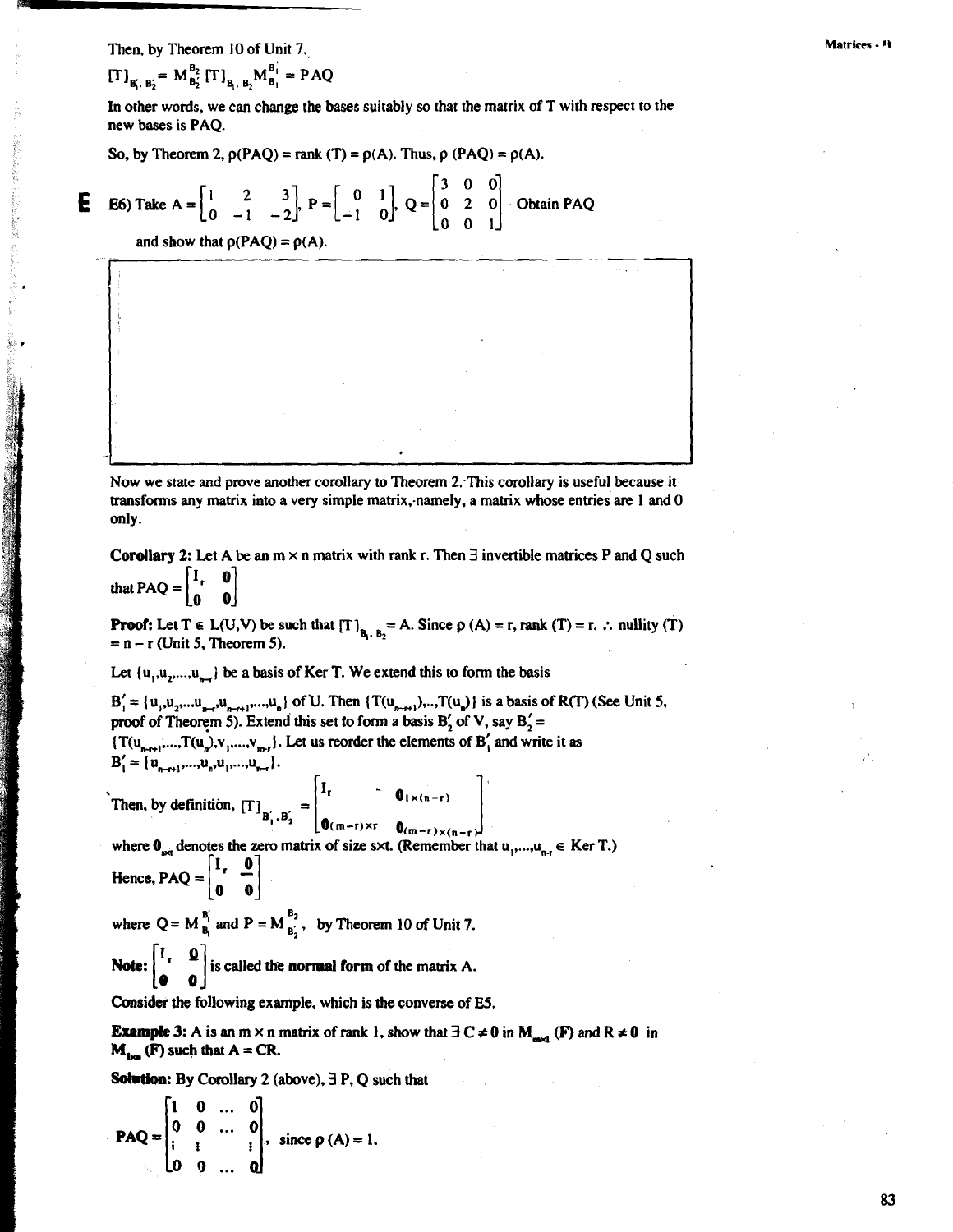Then, by Theorem 10 of Unit 7,

$$[T]_{B_1', B_2'} = M_{B_2'}^{B_2} [T]_{B_1, B_2} M_{B_1}^{B_1'} = PAQ$$

In other words, we can change the bases suitably so that the matrix of T with respect to the new bases is PAQ.

So, by Theorem 2, $\rho(PAQ) = \text{rank}(T) = \rho(A)$. Thus, $\rho(PAQ) = \rho(A)$.

**E** E6) Take $A = \begin{bmatrix} 1 & 2 & 3 \\ 0 & -1 & -2 \end{bmatrix}$, $P = \begin{bmatrix} 0 & 1 \\ -1 & 0 \end{bmatrix}$, $Q = \begin{bmatrix} 3 & 0 & 0 \\ 0 & 2 & 0 \\ 0 & 0 & 1 \end{bmatrix}$. Obtain PAQ and show that $\rho(PAQ) = \rho(A)$.

Now we state and prove another corollary to Theorem 2. This corollary is useful because it transforms any matrix into a very simple matrix, namely, a matrix whose entries are 1 and 0 only.

**Corollary 2:** Let A be an $m \times n$ matrix with rank r. Then $\exists$ invertible matrices P and Q such that $PAQ = \begin{bmatrix} I_r & 0 \\ 0 & 0 \end{bmatrix}$

**Proof:** Let $T \in L(U,V)$ be such that $[T]_{B_1, B_2} = A$. Since $\rho(A) = r$, $\text{rank}(T) = r$. $\therefore$ nullity $(T) = n - r$ (Unit 5, Theorem 5).

Let $\{u_1, u_2, \ldots, u_{n-r}\}$ be a basis of Ker T. We extend this to form the basis

$B_1' = \{u_1, u_2, \ldots, u_{n-r}, u_{n-r+1}, \ldots, u_n\}$ of U. Then $\{T(u_{n-r+1}), \ldots, T(u_n)\}$ is a basis of R(T) (See Unit 5, proof of Theorem 5). Extend this set to form a basis $B_2'$ of V, say $B_2' = \{T(u_{n-r+1}), \ldots, T(u_n), v_1, \ldots, v_{m-r}\}$. Let us reorder the elements of $B_1'$ and write it as $B_1' = \{u_{n-r+1}, \ldots, u_n, u_1, \ldots, u_{n-r}\}$.

Then, by definition, $[T]_{B_1', B_2'} = \begin{bmatrix} I_r & 0_{r \times (n-r)} \\ 0_{(m-r) \times r} & 0_{(m-r) \times (n-r)} \end{bmatrix}$

where $0_{s \times t}$ denotes the zero matrix of size $s \times t$. (Remember that $u_1, \ldots, u_{n-r} \in$ Ker T.)

Hence, $PAQ = \begin{bmatrix} I_r & 0 \\ 0 & 0 \end{bmatrix}$

where $Q = M_{B_1}^{B_1'}$ and $P = M_{B_2'}^{B_2}$, by Theorem 10 of Unit 7.

**Note:** $\begin{bmatrix} I_r & 0 \\ 0 & 0 \end{bmatrix}$ is called the **normal form** of the matrix A.

Consider the following example, which is the converse of E5.

**Example 3:** A is an $m \times n$ matrix of rank 1, show that $\exists\, C \neq 0$ in $M_{m \times 1}(F)$ and $R \neq 0$ in $M_{1 \times n}(F)$ such that $A = CR$.

**Solution:** By Corollary 2 (above), $\exists$ P, Q such that

$$PAQ = \begin{bmatrix} 1 & 0 & \ldots & 0 \\ 0 & 0 & \ldots & 0 \\ \vdots & \vdots & & \vdots \\ 0 & 0 & \ldots & 0 \end{bmatrix}, \text{ since } \rho(A) = 1.$$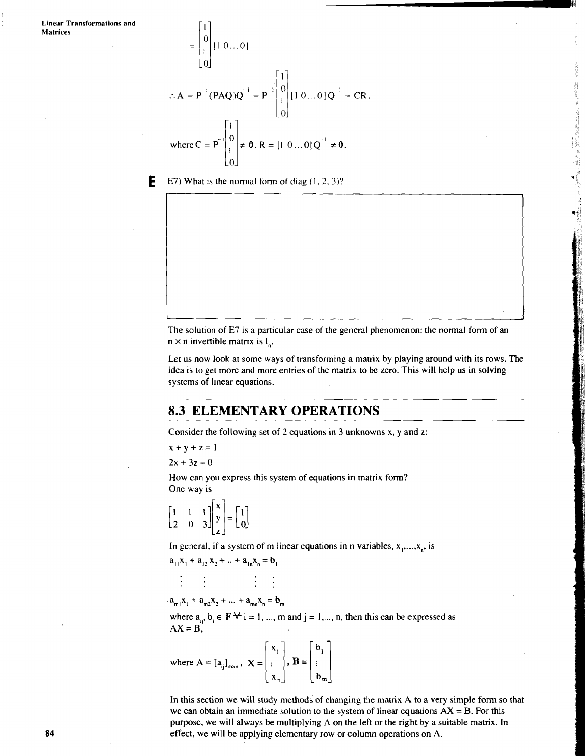$$= \begin{bmatrix} 1 \\ 0 \\ \vdots \\ 0 \end{bmatrix} [1 \; 0 \ldots 0]$$

$$\therefore A = P^{-1}(PAQ)Q^{-1} = P^{-1}\begin{bmatrix} 1 \\ 0 \\ \vdots \\ 0 \end{bmatrix}[1 \; 0 \ldots 0]Q^{-1} = CR,$$

$$\text{where } C = P^{-1}\begin{bmatrix} 1 \\ 0 \\ \vdots \\ 0 \end{bmatrix} \neq \mathbf{0}, \; R = [1 \; 0 \ldots 0]Q^{-1} \neq \mathbf{0}.$$

**E** E7) What is the normal form of diag (1, 2, 3)?

The solution of E7 is a particular case of the general phenomenon: the normal form of an $n \times n$ invertible matrix is $I_n$.

Let us now look at some ways of transforming a matrix by playing around with its rows. The idea is to get more and more entries of the matrix to be zero. This will help us in solving systems of linear equations.

## 8.3 ELEMENTARY OPERATIONS

Consider the following set of 2 equations in 3 unknowns x, y and z:

$x + y + z = 1$

$2x + 3z = 0$

How can you express this system of equations in matrix form?
One way is

$$\begin{bmatrix} 1 & 1 & 1 \\ 2 & 0 & 3 \end{bmatrix}\begin{bmatrix} x \\ y \\ z \end{bmatrix} = \begin{bmatrix} 1 \\ 0 \end{bmatrix}$$

In general, if a system of m linear equations in n variables, $x_1, \ldots, x_n$, is

$$a_{11}x_1 + a_{12}x_2 + \ldots + a_{1n}x_n = b_1$$

$$\vdots \qquad \vdots \qquad\qquad \vdots \quad \vdots$$

$$a_{m1}x_1 + a_{m2}x_2 + \ldots + a_{mn}x_n = b_m$$

where $a_{ij}, b_i \in \mathbf{F} \; \forall \; i = 1, \ldots, m$ and $j = 1, \ldots, n$, then this can be expressed as
$AX = B$,

$$\text{where } A = [a_{ij}]_{m \times n}, \; X = \begin{bmatrix} x_1 \\ \vdots \\ x_n \end{bmatrix}, \; \mathbf{B} = \begin{bmatrix} b_1 \\ \vdots \\ b_m \end{bmatrix}$$

In this section we will study methods of changing the matrix A to a very simple form so that we can obtain an immediate solution to the system of linear equations $AX = B$. For this purpose, we will always be multiplying A on the left or the right by a suitable matrix. In effect, we will be applying elementary row or column operations on A.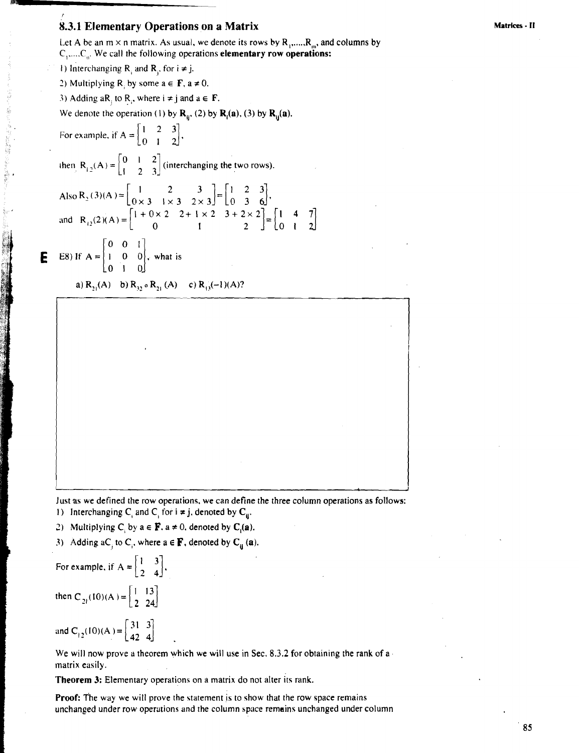### 8.3.1 Elementary Operations on a Matrix

Let A be an $m \times n$ matrix. As usual, we denote its rows by $R_1, \ldots, R_m$, and columns by $C_1, \ldots, C_n$. We call the following operations **elementary row operations:**

1) Interchanging $R_i$ and $R_j$, for $i \neq j$.

2) Multiplying $R_i$ by some $a \in \mathbf{F}$, $a \neq 0$.

3) Adding $aR_j$ to $R_i$, where $i \neq j$ and $a \in \mathbf{F}$.

We denote the operation (1) by $\mathbf{R_{ij}}$, (2) by $\mathbf{R_i(a)}$, (3) by $\mathbf{R_{ij}(a)}$.

For example, if $A = \begin{bmatrix} 1 & 2 & 3 \\ 0 & 1 & 2 \end{bmatrix}$,

then $R_{12}(A) = \begin{bmatrix} 0 & 1 & 2 \\ 1 & 2 & 3 \end{bmatrix}$ (interchanging the two rows).

Also $R_2(3)(A) = \begin{bmatrix} 1 & 2 & 3 \\ 0 \times 3 & 1 \times 3 & 2 \times 3 \end{bmatrix} = \begin{bmatrix} 1 & 2 & 3 \\ 0 & 3 & 6 \end{bmatrix}$,

and $R_{12}(2)(A) = \begin{bmatrix} 1 + 0 \times 2 & 2 + 1 \times 2 & 3 + 2 \times 2 \\ 0 & 1 & 2 \end{bmatrix} = \begin{bmatrix} 1 & 4 & 7 \\ 0 & 1 & 2 \end{bmatrix}$

E

E8) If $A = \begin{bmatrix} 0 & 0 & 1 \\ 1 & 0 & 0 \\ 0 & 1 & 0 \end{bmatrix}$, what is

a) $R_{21}(A)$ b) $R_{32} \circ R_{21}(A)$ c) $R_{13}(-1)(A)$?

Just as we defined the row operations, we can define the three column operations as follows:

1) Interchanging $C_i$ and $C_j$ for $i \neq j$, denoted by $\mathbf{C_{ij}}$.

2) Multiplying $C_i$ by $a \in \mathbf{F}$, $a \neq 0$, denoted by $\mathbf{C_i(a)}$.

3) Adding $aC_j$ to $C_i$, where $a \in \mathbf{F}$, denoted by $\mathbf{C_{ij}}$ **(a)**.

For example, if $A = \begin{bmatrix} 1 & 3 \\ 2 & 4 \end{bmatrix}$,

then $C_{21}(10)(A) = \begin{bmatrix} 1 & 13 \\ 2 & 24 \end{bmatrix}$

and $C_{12}(10)(A) = \begin{bmatrix} 31 & 3 \\ 42 & 4 \end{bmatrix}$

We will now prove a theorem which we will use in Sec. 8.3.2 for obtaining the rank of a matrix easily.

**Theorem 3:** Elementary operations on a matrix do not alter its rank.

**Proof:** The way we will prove the statement is to show that the row space remains unchanged under row operations and the column space remains unchanged under column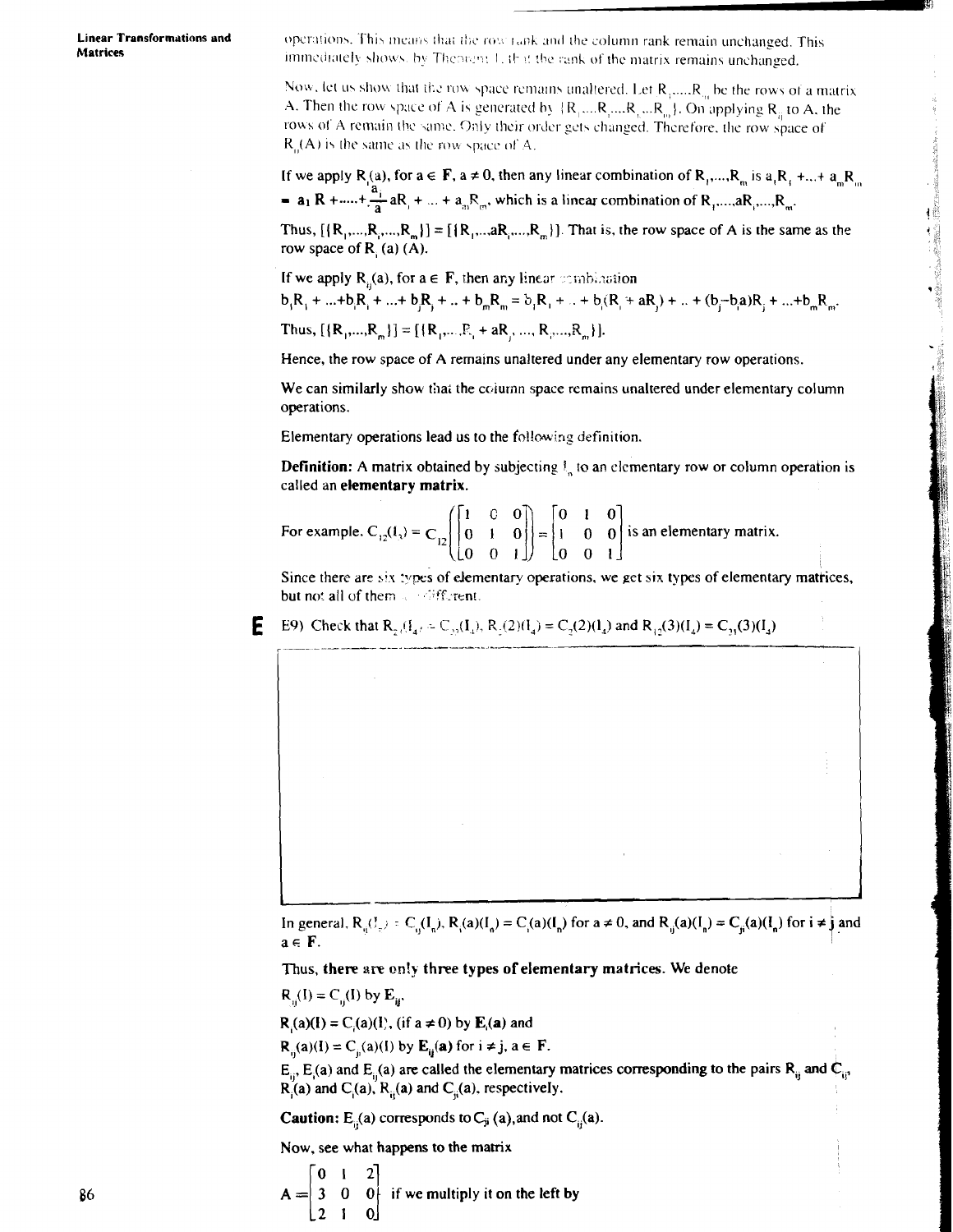operations. This means that the row rank and the column rank remain unchanged. This immediately shows, by Theorem 1, that the rank of the matrix remains unchanged.

Now, let us show that the row space remains unaltered. Let $R_1,\ldots,R_m$ be the rows of a matrix A. Then the row space of A is generated by $\{R_1,\ldots,R_i,\ldots,R_j,\ldots,R_m\}$. On applying $R_{ij}$ to A, the rows of A remain the same. Only their order gets changed. Therefore, the row space of $R_{ij}(A)$ is the same as the row space of A.

If we apply $R_i(a)$, for $a \in \mathbf{F}$, $a \neq 0$, then any linear combination of $R_1,\ldots,R_m$ is $a_1R_1 + \ldots + a_mR_m$ $= a_1 R + \ldots + \frac{a_i}{a} aR_i + \ldots + a_mR_m$, which is a linear combination of $R_1,\ldots,aR_i,\ldots,R_m$.

Thus, $[\{R_1,\ldots,R_i,\ldots,R_m\}] = [\{R_1,\ldots,aR_i,\ldots,R_m\}]$. That is, the row space of A is the same as the row space of $R_i(a)(A)$.

If we apply $R_{ij}(a)$, for $a \in \mathbf{F}$, then any linear combination

$b_1R_1 + \ldots + b_iR_i + \ldots + b_jR_j + \ldots + b_mR_m = b_1R_1 + \ldots + b_i(R_i + aR_j) + \ldots + (b_j - b_ia)R_j + \ldots + b_mR_m$.

Thus, $[\{R_1,\ldots,R_m\}] = [\{R_1,\ldots,R_i + aR_j,\ldots,R_j,\ldots,R_m\}]$.

Hence, the row space of A remains unaltered under any elementary row operations.

We can similarly show that the column space remains unaltered under elementary column operations.

Elementary operations lead us to the following definition.

**Definition:** A matrix obtained by subjecting $I_n$ to an elementary row or column operation is called an **elementary matrix**.

For example, $C_{12}(I_3) = C_{12}\left(\begin{bmatrix} 1 & 0 & 0 \\ 0 & 1 & 0 \\ 0 & 0 & 1 \end{bmatrix}\right) = \begin{bmatrix} 0 & 1 & 0 \\ 1 & 0 & 0 \\ 0 & 0 & 1 \end{bmatrix}$ is an elementary matrix.

Since there are six types of elementary operations, we get six types of elementary matrices, but not all of them are different.

**E** E9) Check that $R_{23}(I_4) = C_{23}(I_4)$, $R_2(2)(I_4) = C_2(2)(I_4)$ and $R_{12}(3)(I_4) = C_{21}(3)(I_4)$

In general, $R_{ij}(I_n) = C_{ij}(I_n)$, $R_i(a)(I_n) = C_i(a)(I_n)$ for $a \neq 0$, and $R_{ij}(a)(I_n) = C_{ji}(a)(I_n)$ for $i \neq j$ and $a \in \mathbf{F}$.

Thus, **there are only three types of elementary matrices.** We denote

$R_{ij}(I) = C_{ij}(I)$ by $\mathbf{E_{ij}}$,

$R_i(a)(I) = C_i(a)(I)$, (if $a \neq 0$) by $\mathbf{E_i(a)}$ and

$R_{ij}(a)(I) = C_{ji}(a)(I)$ by $\mathbf{E_{ij}(a)}$ for $i \neq j$, $a \in \mathbf{F}$.

$E_{ij}$, $E_i(a)$ and $E_{ij}(a)$ are called the elementary matrices corresponding to the pairs $R_{ij}$ and $C_{ij}$, $R_i(a)$ and $C_i(a)$, $R_{ij}(a)$ and $C_{ji}(a)$, respectively.

**Caution:** $E_{ij}(a)$ corresponds to $C_{ji}(a)$, and not $C_{ij}(a)$.

Now, see what happens to the matrix

$$A = \begin{bmatrix} 0 & 1 & 2 \\ 3 & 0 & 0 \\ 2 & 1 & 0 \end{bmatrix}$$ if we multiply it on the left by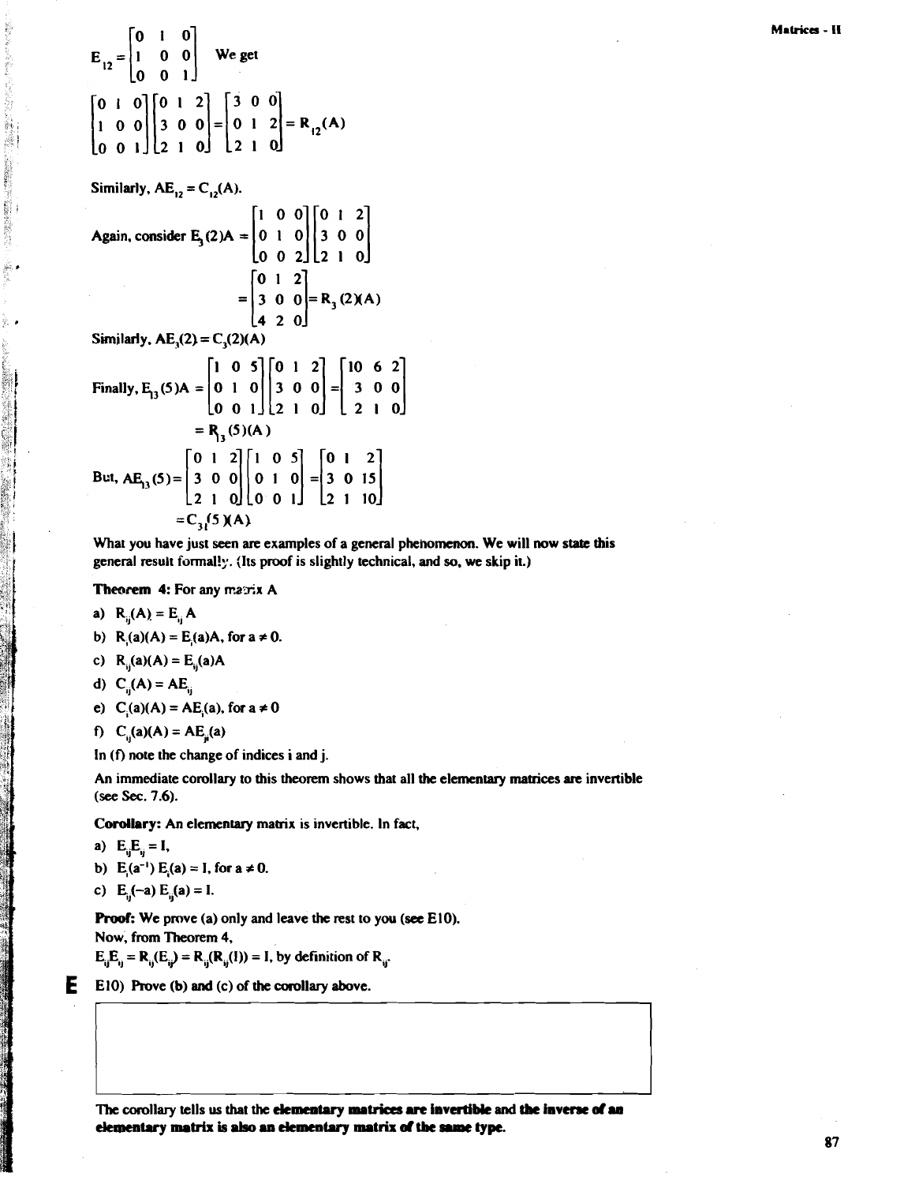$$E_{12} = \begin{bmatrix} 0 & 1 & 0 \\ 1 & 0 & 0 \\ 0 & 0 & 1 \end{bmatrix}$$ We get

$$\begin{bmatrix} 0 & 1 & 0 \\ 1 & 0 & 0 \\ 0 & 0 & 1 \end{bmatrix} \begin{bmatrix} 0 & 1 & 2 \\ 3 & 0 & 0 \\ 2 & 1 & 0 \end{bmatrix} = \begin{bmatrix} 3 & 0 & 0 \\ 0 & 1 & 2 \\ 2 & 1 & 0 \end{bmatrix} = R_{12}(A)$$

Similarly, $AE_{12} = C_{12}(A)$.

Again, consider $E_3(2)A = \begin{bmatrix} 1 & 0 & 0 \\ 0 & 1 & 0 \\ 0 & 0 & 2 \end{bmatrix} \begin{bmatrix} 0 & 1 & 2 \\ 3 & 0 & 0 \\ 2 & 1 & 0 \end{bmatrix}$

$$= \begin{bmatrix} 0 & 1 & 2 \\ 3 & 0 & 0 \\ 4 & 2 & 0 \end{bmatrix} = R_3(2)(A)$$

Similarly, $AE_3(2) = C_3(2)(A)$

Finally, $E_{13}(5)A = \begin{bmatrix} 1 & 0 & 5 \\ 0 & 1 & 0 \\ 0 & 0 & 1 \end{bmatrix} \begin{bmatrix} 0 & 1 & 2 \\ 3 & 0 & 0 \\ 2 & 1 & 0 \end{bmatrix} = \begin{bmatrix} 10 & 6 & 2 \\ 3 & 0 & 0 \\ 2 & 1 & 0 \end{bmatrix}$

$$= R_{13}(5)(A)$$

But, $AE_{13}(5) = \begin{bmatrix} 0 & 1 & 2 \\ 3 & 0 & 0 \\ 2 & 1 & 0 \end{bmatrix} \begin{bmatrix} 1 & 0 & 5 \\ 0 & 1 & 0 \\ 0 & 0 & 1 \end{bmatrix} = \begin{bmatrix} 0 & 1 & 2 \\ 3 & 0 & 15 \\ 2 & 1 & 10 \end{bmatrix}$

$$= C_{31}(5)(A)$$

What you have just seen are examples of a general phenomenon. We will now state this general result formally. (Its proof is slightly technical, and so, we skip it.)

**Theorem 4:** For any matrix A

a) $R_{ij}(A) = E_{ij}A$

b) $R_i(a)(A) = E_i(a)A$, for $a \neq 0$.

c) $R_{ij}(a)(A) = E_{ij}(a)A$

d) $C_{ij}(A) = AE_{ij}$

e) $C_i(a)(A) = AE_i(a)$, for $a \neq 0$

f) $C_{ij}(a)(A) = AE_{ji}(a)$

In (f) note the change of indices i and j.

An immediate corollary to this theorem shows that all the elementary matrices are invertible (see Sec. 7.6).

**Corollary:** An elementary matrix is invertible. In fact,

a) $E_{ij}E_{ij} = I$,

b) $E_i(a^{-1})E_i(a) = I$, for $a \neq 0$.

c) $E_{ij}(-a)E_{ij}(a) = I$.

**Proof:** We prove (a) only and leave the rest to you (see E10).

Now, from Theorem 4,

$E_{ij}E_{ij} = R_{ij}(E_{ij}) = R_{ij}(R_{ij}(I)) = I$, by definition of $R_{ij}$.

**E** E10) Prove (b) and (c) of the corollary above.

The corollary tells us that the **elementary matrices are invertible** and **the inverse of an elementary matrix is also an elementary matrix of the same type.**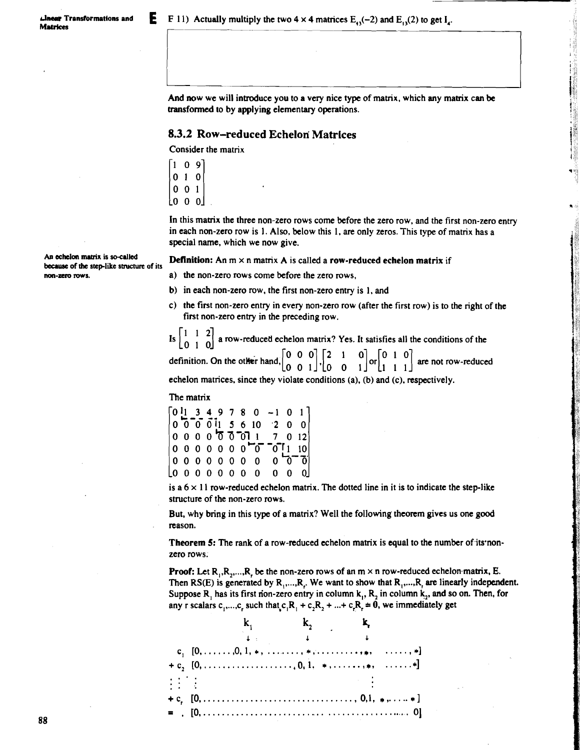E 11) Actually multiply the two $4 \times 4$ matrices $E_{13}(-2)$ and $E_{13}(2)$ to get $I_4$.

And now we will introduce you to a very nice type of matrix, which any matrix can be transformed to by applying elementary operations.

### 8.3.2 Row-reduced Echelon Matrices

Consider the matrix

$$\begin{bmatrix} 1 & 0 & 9 \\ 0 & 1 & 0 \\ 0 & 0 & 1 \\ 0 & 0 & 0 \end{bmatrix}.$$

In this matrix the three non-zero rows come before the zero row, and the first non-zero entry in each non-zero row is 1. Also, below this 1, are only zeros. This type of matrix has a special name, which we now give.

An echelon matrix is so-called because of the step-like structure of its non-zero rows.

**Definition:** An $m \times n$ matrix A is called a **row-reduced echelon matrix** if

a) the non-zero rows come before the zero rows,

b) in each non-zero row, the first non-zero entry is 1, and

c) the first non-zero entry in every non-zero row (after the first row) is to the right of the first non-zero entry in the preceding row.

Is $\begin{bmatrix} 1 & 1 & 2 \\ 0 & 1 & 0 \end{bmatrix}$ a row-reduced echelon matrix? Yes. It satisfies all the conditions of the definition. On the other hand, $\begin{bmatrix} 0 & 0 & 0 \\ 0 & 0 & 1 \end{bmatrix}, \begin{bmatrix} 2 & 1 & 0 \\ 0 & 0 & 1 \end{bmatrix}$ or $\begin{bmatrix} 0 & 1 & 0 \\ 1 & 1 & 1 \end{bmatrix}$ are not row-reduced echelon matrices, since they violate conditions (a), (b) and (c), respectively.

The matrix

$$\begin{bmatrix} 0 & 1 & 3 & 4 & 9 & 7 & 8 & 0 & -1 & 0 & 1 \\ 0 & 0 & 0 & 0 & 1 & 5 & 6 & 10 & 2 & 0 & 0 \\ 0 & 0 & 0 & 0 & 0 & 0 & 0 & 1 & 7 & 0 & 12 \\ 0 & 0 & 0 & 0 & 0 & 0 & 0 & 0 & 0 & 1 & 10 \\ 0 & 0 & 0 & 0 & 0 & 0 & 0 & 0 & 0 & 0 & 0 \\ 0 & 0 & 0 & 0 & 0 & 0 & 0 & 0 & 0 & 0 & 0 \end{bmatrix}$$

is a $6 \times 11$ row-reduced echelon matrix. The dotted line in it is to indicate the step-like structure of the non-zero rows.

But, why bring in this type of a matrix? Well the following theorem gives us one good reason.

**Theorem 5:** The rank of a row-reduced echelon matrix is equal to the number of its non-zero rows.

**Proof:** Let $R_1, R_2, \ldots, R_r$ be the non-zero rows of an $m \times n$ row-reduced echelon matrix, E. Then RS(E) is generated by $R_1, \ldots, R_r$. We want to show that $R_1, \ldots, R_r$ are linearly independent. Suppose $R_1$ has its first non-zero entry in column $k_1$, $R_2$ in column $k_2$, and so on. Then, for any r scalars $c_1, \ldots, c_r$ such that $c_1R_1 + c_2R_2 + \ldots + c_rR_r = 0$, we immediately get

$$\begin{array}{lllll} & \quad\quad\quad k_1 & \quad\quad\quad k_2 & \quad\quad k_r & \\ & \quad\quad\quad \downarrow & \quad\quad\quad \downarrow & \quad\quad \downarrow & \\ c_1 & [0, \ldots\ldots, 0, 1, *, \ldots\ldots, & *, \ldots\ldots\ldots, & *, & \ldots\ldots, *] \\ + c_2 & [0, \ldots\ldots\ldots\ldots\ldots\ldots, & 0, 1, \; *, \ldots\ldots, & *, & \ldots\ldots *] \\ \vdots & \vdots & & \vdots & \\ + c_r & [0, \ldots\ldots\ldots\ldots\ldots\ldots\ldots\ldots\ldots\ldots, & & 0, 1, & *, \ldots\ldots *] \\ = & [0, \ldots\ldots\ldots\ldots\ldots\ldots\ldots\ldots\ldots\ldots\ldots\ldots\ldots\ldots\ldots & & & \ldots\ldots 0] \end{array}$$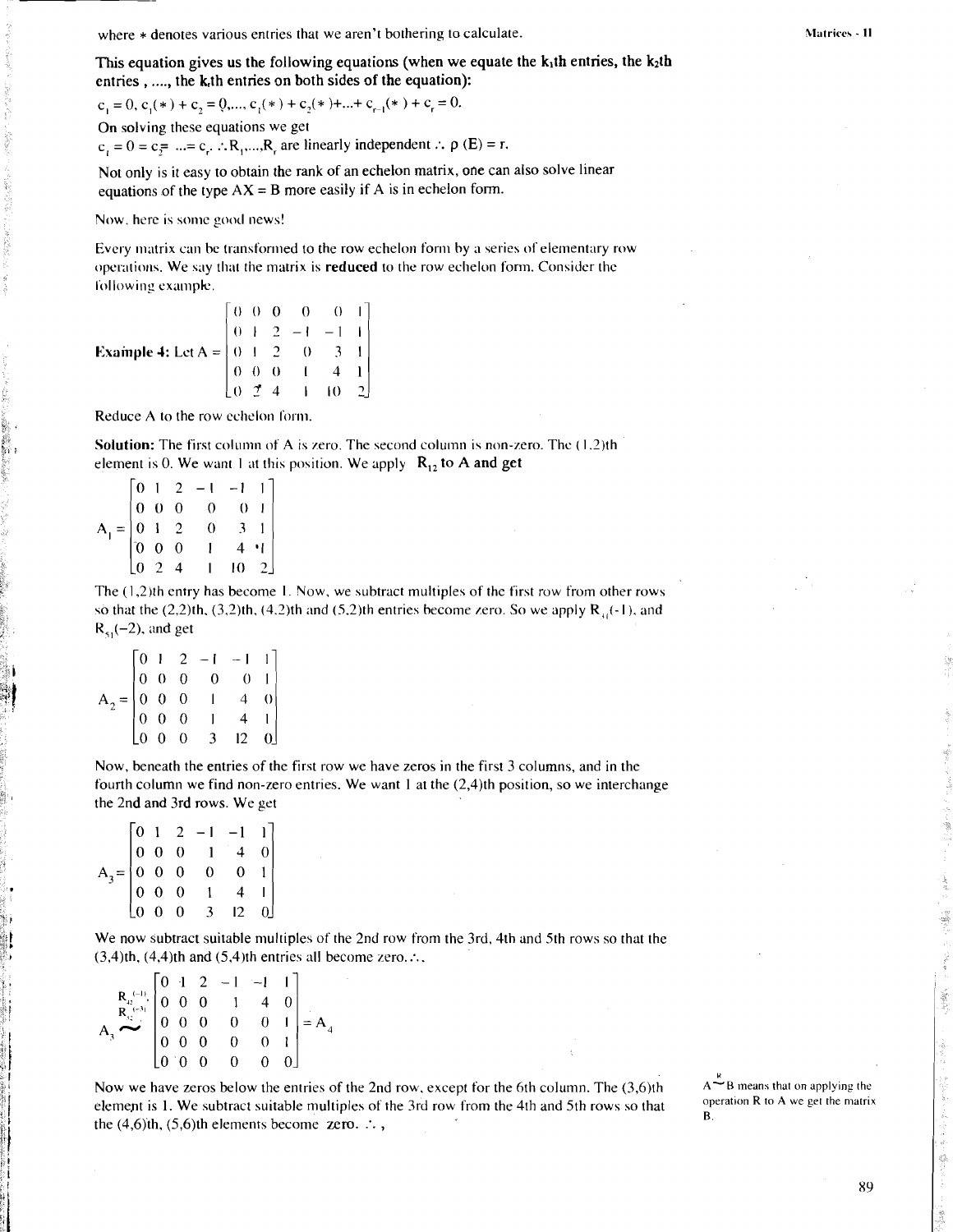where $*$ denotes various entries that we aren't bothering to calculate.

**This equation gives us the following equations (when we equate the $k_1$th entries, the $k_2$th entries , ...., the $k_r$th entries on both sides of the equation):**

$c_1 = 0, c_1(*) + c_2 = 0, ..., c_1(*) + c_2(*) + ... + c_{r-1}(*) + c_r = 0.$

On solving these equations we get

$c_i = 0 = c_2 = ... = c_r$. $\therefore R_1, ..., R_r$ are linearly independent $\therefore \rho(E) = r$.

Not only is it easy to obtain the rank of an echelon matrix, one can also solve linear equations of the type AX = B more easily if A is in echelon form.

Now, here is some good news!

Every matrix can be transformed to the row echelon form by a series of elementary row operations. We say that the matrix is **reduced** to the row echelon form. Consider the following example.

**Example 4:** Let $A = \begin{bmatrix} 0 & 0 & 0 & 0 & 0 & 1 \\ 0 & 1 & 2 & -1 & -1 & 1 \\ 0 & 1 & 2 & 0 & 3 & 1 \\ 0 & 0 & 0 & 1 & 4 & 1 \\ 0 & 2 & 4 & 1 & 10 & 2 \end{bmatrix}$

Reduce A to the row echelon form.

**Solution:** The first column of A is zero. The second column is non-zero. The (1,2)th element is 0. We want 1 at this position. We apply $R_{12}$ to A and get

$$A_1 = \begin{bmatrix} 0 & 1 & 2 & -1 & -1 & 1 \\ 0 & 0 & 0 & 0 & 0 & 1 \\ 0 & 1 & 2 & 0 & 3 & 1 \\ 0 & 0 & 0 & 1 & 4 & 1 \\ 0 & 2 & 4 & 1 & 10 & 2 \end{bmatrix}$$

The (1,2)th entry has become 1. Now, we subtract multiples of the first row from other rows so that the (2,2)th, (3,2)th, (4,2)th and (5,2)th entries become zero. So we apply $R_{31}(-1)$, and $R_{51}(-2)$, and get

$$A_2 = \begin{bmatrix} 0 & 1 & 2 & -1 & -1 & 1 \\ 0 & 0 & 0 & 0 & 0 & 1 \\ 0 & 0 & 0 & 1 & 4 & 0 \\ 0 & 0 & 0 & 1 & 4 & 1 \\ 0 & 0 & 0 & 3 & 12 & 0 \end{bmatrix}$$

Now, beneath the entries of the first row we have zeros in the first 3 columns, and in the fourth column we find non-zero entries. We want 1 at the (2,4)th position, so we interchange the 2nd and 3rd rows. We get

$$A_3 = \begin{bmatrix} 0 & 1 & 2 & -1 & -1 & 1 \\ 0 & 0 & 0 & 1 & 4 & 0 \\ 0 & 0 & 0 & 0 & 0 & 1 \\ 0 & 0 & 0 & 1 & 4 & 1 \\ 0 & 0 & 0 & 3 & 12 & 0 \end{bmatrix}$$

We now subtract suitable multiples of the 2nd row from the 3rd, 4th and 5th rows so that the (3,4)th, (4,4)th and (5,4)th entries all become zero. $\therefore$

$$A_3 \overset{R_{42}(-1),\, R_{52}(-3)}{\sim} \begin{bmatrix} 0 & 1 & 2 & -1 & -1 & 1 \\ 0 & 0 & 0 & 1 & 4 & 0 \\ 0 & 0 & 0 & 0 & 0 & 1 \\ 0 & 0 & 0 & 0 & 0 & 1 \\ 0 & 0 & 0 & 0 & 0 & 0 \end{bmatrix} = A_4$$

Now we have zeros below the entries of the 2nd row, except for the 6th column. The (3,6)th element is 1. We subtract suitable multiples of the 3rd row from the 4th and 5th rows so that the (4,6)th, (5,6)th elements become zero. $\therefore$ ,

$A \overset{R}{\sim} B$ means that on applying the operation R to A we get the matrix B.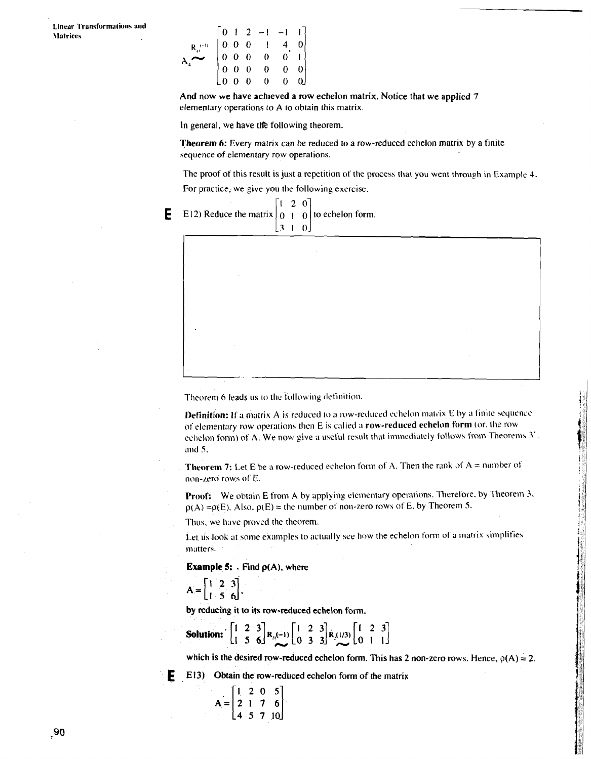$$A_4 \overset{R_4^{(-1)}}{\sim} \begin{bmatrix} 0 & 1 & 2 & -1 & -1 & 1 \\ 0 & 0 & 0 & 1 & 4 & 0 \\ 0 & 0 & 0 & 0 & 0 & 1 \\ 0 & 0 & 0 & 0 & 0 & 0 \\ 0 & 0 & 0 & 0 & 0 & 0 \end{bmatrix}$$

**And now we have achieved a row echelon matrix. Notice that we applied 7** elementary operations to A to obtain this matrix.

In general, we have the following theorem.

**Theorem 6:** Every matrix can be reduced to a row-reduced echelon matrix by a finite sequence of elementary row operations.

The proof of this result is just a repetition of the process that you went through in Example 4.

For practice, we give you the following exercise.

**E** E12) Reduce the matrix $\begin{bmatrix} 1 & 2 & 0 \\ 0 & 1 & 0 \\ 3 & 1 & 0 \end{bmatrix}$ to echelon form.

Theorem 6 leads us to the following definition.

**Definition:** If a matrix A is reduced to a row-reduced echelon matrix E by a finite sequence of elementary row operations then E is called a **row-reduced echelon form** (or, the row echelon form) of A. We now give a useful result that immediately follows from Theorems 3 and 5.

**Theorem 7:** Let E be a row-reduced echelon form of A. Then the rank of A = number of non-zero rows of E.

**Proof:** We obtain E from A by applying elementary operations. Therefore, by Theorem 3, $\rho(A) = \rho(E)$. Also, $\rho(E)$ = the number of non-zero rows of E, by Theorem 5.

Thus, we have proved the theorem.

Let us look at some examples to actually see how the echelon form of a matrix simplifies matters.

**Example 5:** . **Find $\rho(A)$, where**

$$A = \begin{bmatrix} 1 & 2 & 3 \\ 1 & 5 & 6 \end{bmatrix},$$

**by reducing it to its row-reduced echelon form.**

**Solution:** $\begin{bmatrix} 1 & 2 & 3 \\ 1 & 5 & 6 \end{bmatrix} \overset{R_{21}(-1)}{\sim} \begin{bmatrix} 1 & 2 & 3 \\ 0 & 3 & 3 \end{bmatrix} \overset{R_2(1/3)}{\sim} \begin{bmatrix} 1 & 2 & 3 \\ 0 & 1 & 1 \end{bmatrix}$

**which is the desired row-reduced echelon form. This has 2 non-zero rows. Hence, $\rho(A) = 2$.**

**E** **E13) Obtain the row-reduced echelon form of the matrix**

$$A = \begin{bmatrix} 1 & 2 & 0 & 5 \\ 2 & 1 & 7 & 6 \\ 4 & 5 & 7 & 10 \end{bmatrix}$$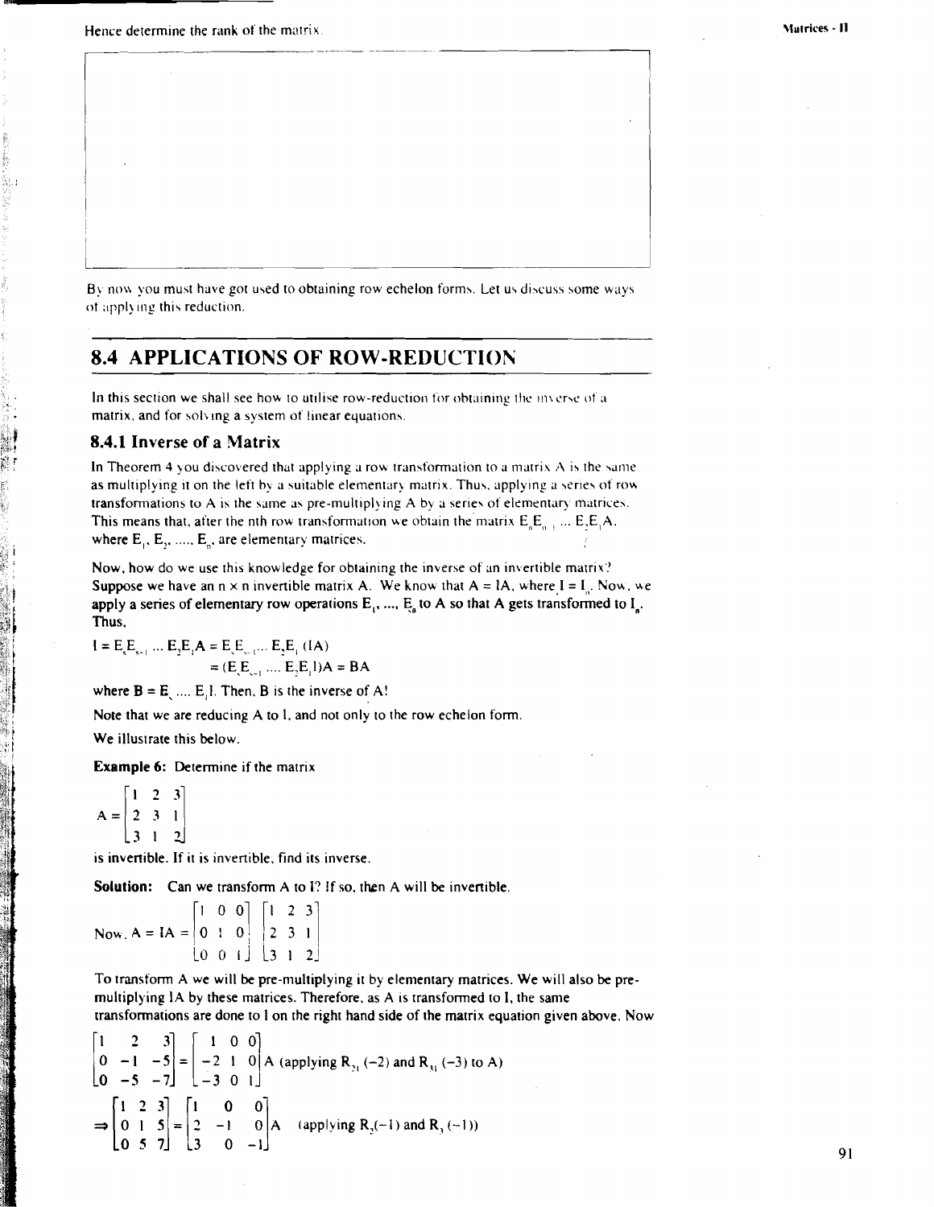Hence determine the rank of the matrix.

By now you must have got used to obtaining row echelon forms. Let us discuss some ways of applying this reduction.

## 8.4 APPLICATIONS OF ROW-REDUCTION

In this section we shall see how to utilise row-reduction for obtaining the inverse of a matrix, and for solving a system of linear equations.

### 8.4.1 Inverse of a Matrix

In Theorem 4 you discovered that applying a row transformation to a matrix A is the same as multiplying it on the left by a suitable elementary matrix. Thus, applying a series of row transformations to A is the same as pre-multiplying A by a series of elementary matrices. This means that, after the nth row transformation we obtain the matrix $E_n E_{n-1} \ldots E_2 E_1 A$, where $E_1, E_2, \ldots, E_n$ are elementary matrices.

Now, how do we use this knowledge for obtaining the inverse of an invertible matrix? Suppose we have an $n \times n$ invertible matrix A. We know that $A = IA$, where $I = I_n$. Now, we apply a series of elementary row operations $E_1, \ldots, E_s$ to A so that A gets transformed to $I_n$. Thus,

$$I = E_s E_{s-1} \ldots E_2 E_1 A = E_s E_{s-1} \ldots E_2 E_1 (IA)$$
$$= (E_s E_{s-1} \ldots E_2 E_1 I)A = BA$$

where $B = E_s \ldots E_1 I$. Then, B is the inverse of A!

Note that we are reducing A to I, and not only to the row echelon form.

We illustrate this below.

**Example 6:** Determine if the matrix

$$A = \begin{bmatrix} 1 & 2 & 3 \\ 2 & 3 & 1 \\ 3 & 1 & 2 \end{bmatrix}$$

is invertible. If it is invertible, find its inverse.

**Solution:** Can we transform A to I? If so, then A will be invertible.

$$\text{Now, } A = IA = \begin{bmatrix} 1 & 0 & 0 \\ 0 & 1 & 0 \\ 0 & 0 & 1 \end{bmatrix} \begin{bmatrix} 1 & 2 & 3 \\ 2 & 3 & 1 \\ 3 & 1 & 2 \end{bmatrix}$$

To transform A we will be pre-multiplying it by elementary matrices. We will also be pre-multiplying IA by these matrices. Therefore, as A is transformed to I, the same transformations are done to I on the right hand side of the matrix equation given above. Now

$$\begin{bmatrix} 1 & 2 & 3 \\ 0 & -1 & -5 \\ 0 & -5 & -7 \end{bmatrix} = \begin{bmatrix} 1 & 0 & 0 \\ -2 & 1 & 0 \\ -3 & 0 & 1 \end{bmatrix} A \text{ (applying } R_{21}(-2) \text{ and } R_{31}(-3) \text{ to A)}$$

$$\Rightarrow \begin{bmatrix} 1 & 2 & 3 \\ 0 & 1 & 5 \\ 0 & 5 & 7 \end{bmatrix} = \begin{bmatrix} 1 & 0 & 0 \\ 2 & -1 & 0 \\ 3 & 0 & -1 \end{bmatrix} A \quad \text{(applying } R_2(-1) \text{ and } R_3(-1))$$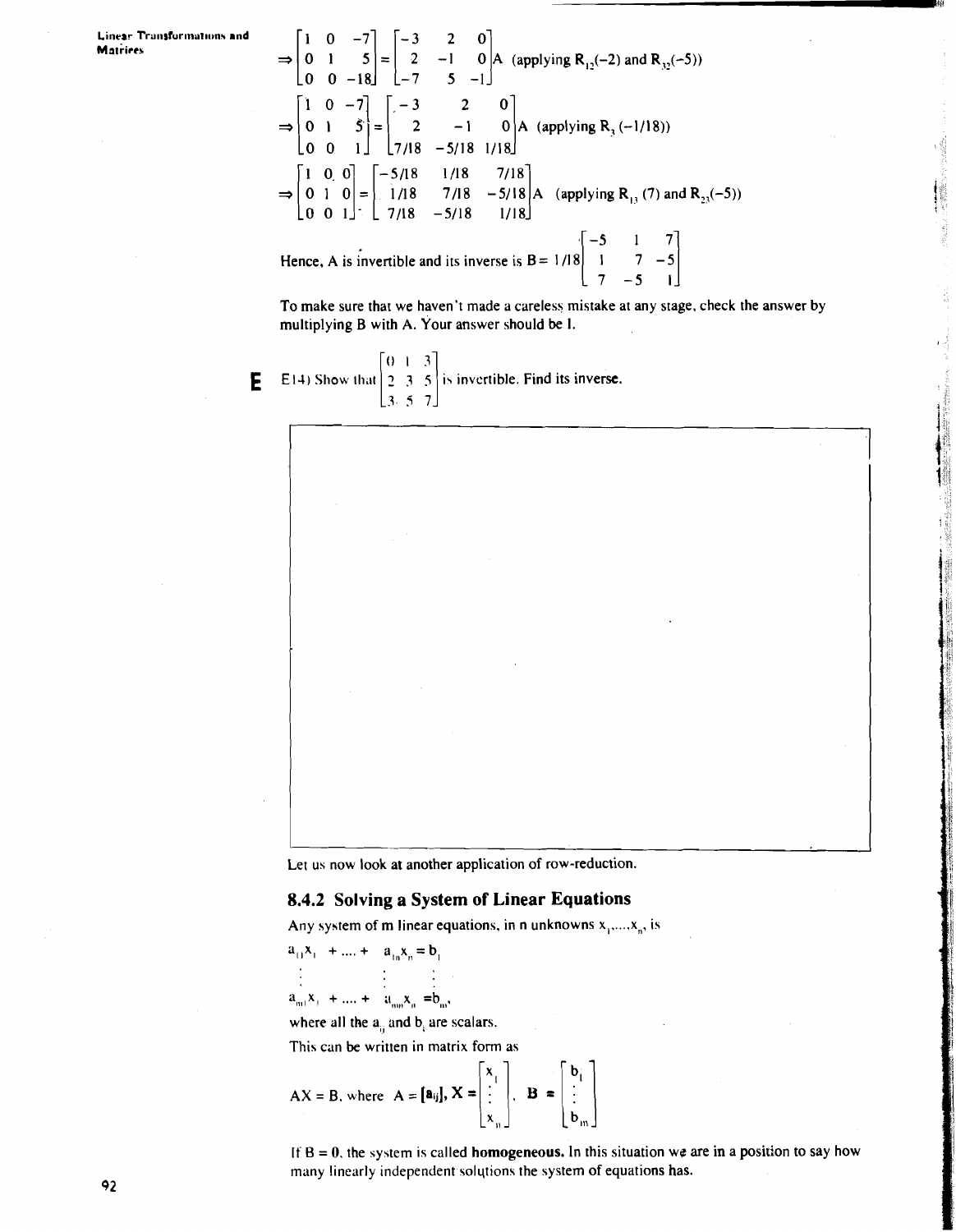$$\Rightarrow \begin{bmatrix} 1 & 0 & -7 \\ 0 & 1 & 5 \\ 0 & 0 & -18 \end{bmatrix} = \begin{bmatrix} -3 & 2 & 0 \\ 2 & -1 & 0 \\ -7 & 5 & -1 \end{bmatrix} A \text{ (applying } R_{12}(-2) \text{ and } R_{32}(-5))$$

$$\Rightarrow \begin{bmatrix} 1 & 0 & -7 \\ 0 & 1 & 5 \\ 0 & 0 & 1 \end{bmatrix} = \begin{bmatrix} -3 & 2 & 0 \\ 2 & -1 & 0 \\ 7/18 & -5/18 & 1/18 \end{bmatrix} A \text{ (applying } R_3(-1/18))$$

$$\Rightarrow \begin{bmatrix} 1 & 0 & 0 \\ 0 & 1 & 0 \\ 0 & 0 & 1 \end{bmatrix} = \begin{bmatrix} -5/18 & 1/18 & 7/18 \\ 1/18 & 7/18 & -5/18 \\ 7/18 & -5/18 & 1/18 \end{bmatrix} A \text{ (applying } R_{13}(7) \text{ and } R_{23}(-5))$$

Hence, A is invertible and its inverse is $B = 1/18 \begin{bmatrix} -5 & 1 & 7 \\ 1 & 7 & -5 \\ 7 & -5 & 1 \end{bmatrix}$

To make sure that we haven't made a careless mistake at any stage, check the answer by multiplying B with A. Your answer should be I.

**E** E14) Show that $\begin{bmatrix} 0 & 1 & 3 \\ 2 & 3 & 5 \\ 3 & 5 & 7 \end{bmatrix}$ is invertible. Find its inverse.

Let us now look at another application of row-reduction.

### 8.4.2 Solving a System of Linear Equations

Any system of m linear equations, in n unknowns $x_1, \ldots, x_n$, is

$$\begin{aligned} a_{11}x_1 + \ldots + a_{1n}x_n &= b_1 \\ \vdots \qquad\quad \vdots \quad &\quad \vdots \\ a_{m1}x_1 + \ldots + a_{mn}x_n &= b_m, \end{aligned}$$

where all the $a_{ij}$ and $b_i$ are scalars.

This can be written in matrix form as

$$AX = B, \text{ where } A = [a_{ij}], X = \begin{bmatrix} x_1 \\ \vdots \\ x_n \end{bmatrix}, B = \begin{bmatrix} b_1 \\ \vdots \\ b_m \end{bmatrix}$$

If B = 0, the system is called **homogeneous.** In this situation we are in a position to say how many linearly independent solutions the system of equations has.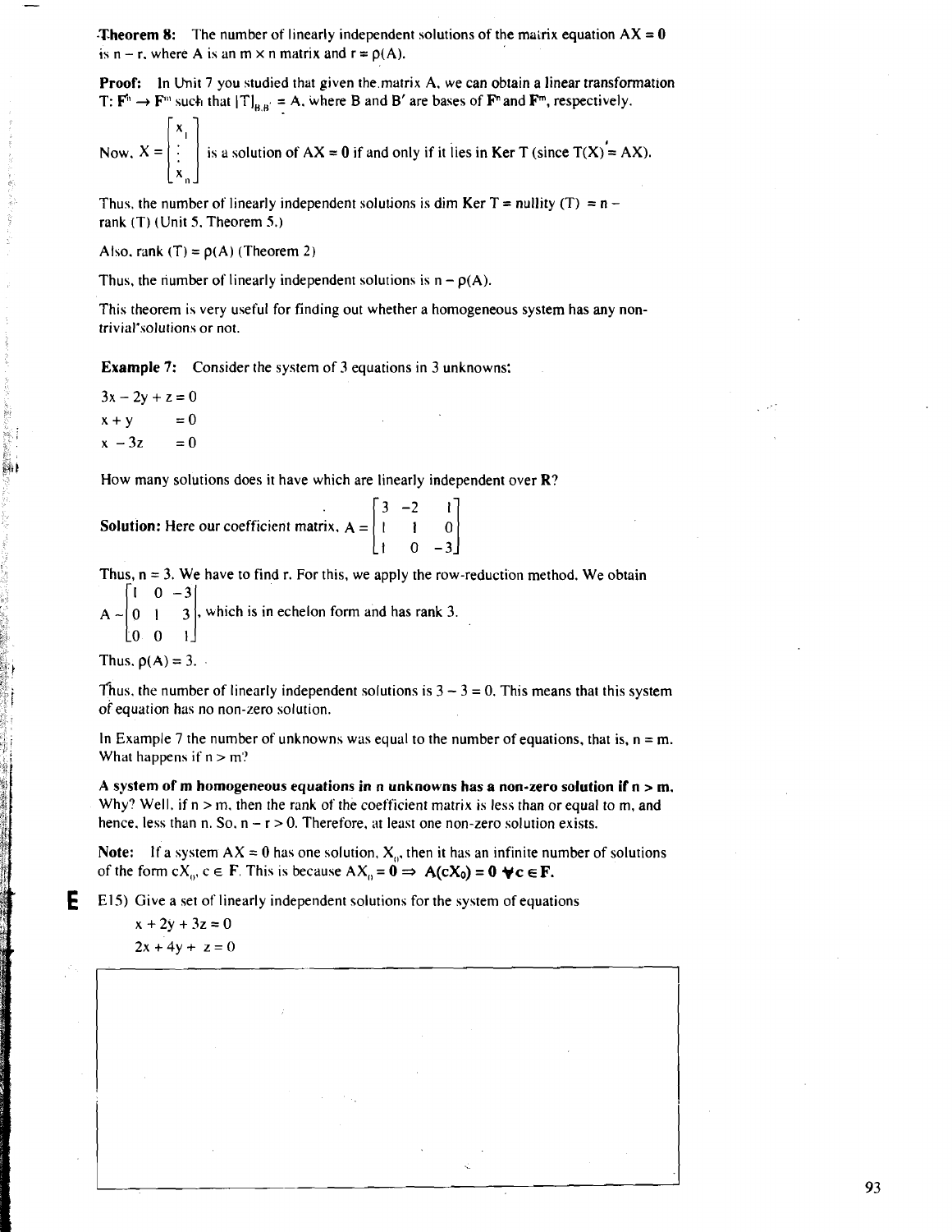**Theorem 8:** The number of linearly independent solutions of the matrix equation $AX = 0$ is $n - r$, where A is an $m \times n$ matrix and $r = \rho(A)$.

**Proof:** In Unit 7 you studied that given the matrix A, we can obtain a linear transformation $T: F^n \to F^m$ such that $[T]_{B,B'} = A$, where B and B′ are bases of $F^n$ and $F^m$, respectively.

Now, $X = \begin{bmatrix} x_1 \\ \vdots \\ x_n \end{bmatrix}$ is a solution of $AX = 0$ if and only if it lies in Ker T (since $T(X) = AX$).

Thus, the number of linearly independent solutions is dim Ker T = nullity (T) = n − rank (T) (Unit 5, Theorem 5.)

Also, rank (T) = $\rho(A)$ (Theorem 2)

Thus, the number of linearly independent solutions is $n - \rho(A)$.

This theorem is very useful for finding out whether a homogeneous system has any non-trivial solutions or not.

**Example 7:** Consider the system of 3 equations in 3 unknowns:

$$3x - 2y + z = 0$$
$$x + y = 0$$
$$x - 3z = 0$$

How many solutions does it have which are linearly independent over **R**?

**Solution:** Here our coefficient matrix, $A = \begin{bmatrix} 3 & -2 & 1 \\ 1 & 1 & 0 \\ 1 & 0 & -3 \end{bmatrix}$

Thus, n = 3. We have to find r. For this, we apply the row-reduction method. We obtain

$A \sim \begin{bmatrix} 1 & 0 & -3 \\ 0 & 1 & 3 \\ 0 & 0 & 1 \end{bmatrix}$, which is in echelon form and has rank 3.

Thus, $\rho(A) = 3$.

Thus, the number of linearly independent solutions is $3 - 3 = 0$. This means that this system of equation has no non-zero solution.

In Example 7 the number of unknowns was equal to the number of equations, that is, $n = m$. What happens if $n > m$?

**A system of m homogeneous equations in n unknowns has a non-zero solution if n > m.** Why? Well, if $n > m$, then the rank of the coefficient matrix is less than or equal to m, and hence, less than n. So, $n - r > 0$. Therefore, at least one non-zero solution exists.

**Note:** If a system $AX = 0$ has one solution, $X_0$, then it has an infinite number of solutions of the form $cX_0$, $c \in F$. This is because $AX_0 = \mathbf{0} \Rightarrow \mathbf{A(cX_0) = 0} \; \forall \mathbf{c} \in \mathbf{F}$.

**E** E15) Give a set of linearly independent solutions for the system of equations

$$x + 2y + 3z = 0$$
$$2x + 4y + z = 0$$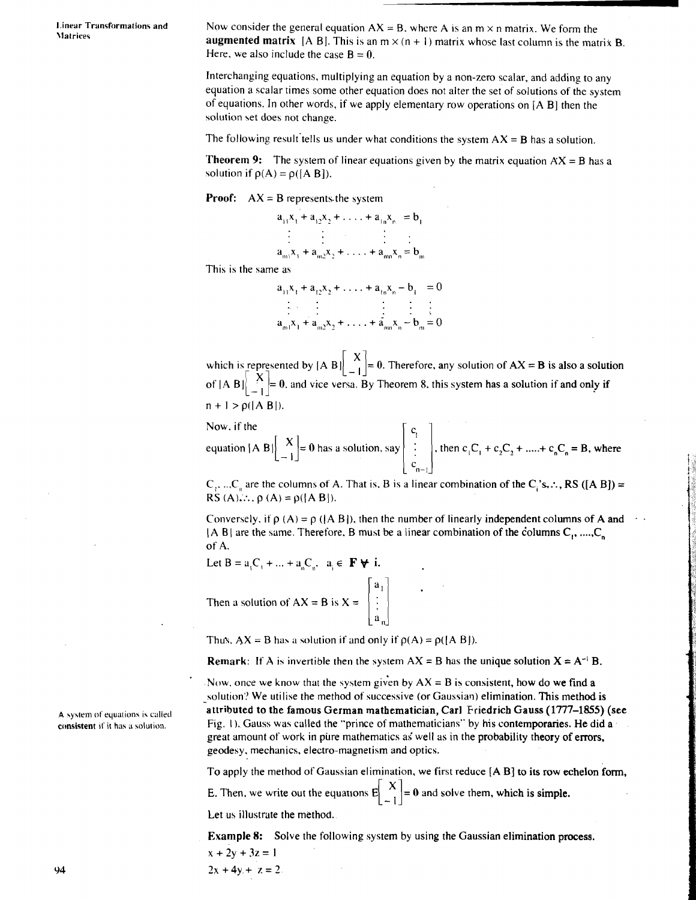Now consider the general equation AX = B, where A is an m × n matrix. We form the **augmented matrix** [A B]. This is an m × (n + 1) matrix whose last column is the matrix **B**. Here, we also include the case B = 0.

Interchanging equations, multiplying an equation by a non-zero scalar, and adding to any equation a scalar times some other equation does not alter the set of solutions of the system of equations. In other words, if we apply elementary row operations on [A B] then the solution set does not change.

The following result tells us under what conditions the system AX = B has a solution.

**Theorem 9:** The system of linear equations given by the matrix equation AX = B has a solution if $\rho(A) = \rho([A\ B])$.

**Proof:** AX = B represents the system

$$
\begin{aligned}
a_{11}x_1 + a_{12}x_2 + \ldots + a_{1n}x_n &= b_1 \\
\vdots \quad\quad \vdots \quad\quad\quad\quad \vdots \quad & \quad \vdots \\
a_{m1}x_1 + a_{m2}x_2 + \ldots + a_{mn}x_n &= b_m
\end{aligned}
$$

This is the same as

$$
\begin{aligned}
a_{11}x_1 + a_{12}x_2 + \ldots + a_{1n}x_n - b_1 &= 0 \\
\vdots \quad\quad \vdots \quad\quad\quad\quad \vdots \quad\quad \vdots \quad & \quad \vdots \\
a_{m1}x_1 + a_{m2}x_2 + \ldots + a_{mn}x_n - b_m &= 0
\end{aligned}
$$

which is represented by $[A\ B]\begin{bmatrix} X \\ -1 \end{bmatrix} = \mathbf{0}$. Therefore, any solution of AX = B is also a solution of $[A\ B]\begin{bmatrix} X \\ -1 \end{bmatrix} = \mathbf{0}$, and vice versa. By Theorem 8, this system has a solution if and only if $n + 1 > \rho([A\ B])$.

Now, if the equation $[A\ B]\begin{bmatrix} X \\ -1 \end{bmatrix} = \mathbf{0}$ has a solution, say $\begin{bmatrix} c_1 \\ \vdots \\ c_{n-1} \end{bmatrix}$, then $c_1C_1 + c_2C_2 + \ldots + c_nC_n = B$, where $C_1, \ldots, C_n$ are the columns of A. That is, B is a linear combination of the $C_i$'s. ∴ RS ([A B]) = RS (A). ∴ $\rho(A) = \rho([A\ B])$.

Conversely, if $\rho(A) = \rho([A\ B])$, then the number of linearly independent columns of A and [A B] are the same. Therefore, B must be a linear combination of the columns $C_1, \ldots, C_n$ of A.

Let $B = a_1C_1 + \ldots + a_nC_n$, $a_i \in \mathbf{F}\ \forall\ i$.

Then a solution of AX = B is $X = \begin{bmatrix} a_1 \\ \vdots \\ a_n \end{bmatrix}$

Thus, AX = B has a solution if and only if $\rho(A) = \rho([A\ B])$.

**Remark:** If A is invertible then the system AX = B has the unique solution $X = A^{-1}B$.

Now, once we know that the system given by AX = B is consistent, how do we find a solution? We utilise the method of successive (or Gaussian) elimination. This method is attributed to the famous German mathematician, Carl Friedrich Gauss (1777–1855) (see Fig. 1). Gauss was called the "prince of mathematicians" by his contemporaries. He did a great amount of work in pure mathematics as well as in the probability theory of errors, geodesy, mechanics, electro-magnetism and optics.

A system of equations is called **consistent** if it has a solution.

To apply the method of Gaussian elimination, we first reduce [A B] to its row echelon form, E. Then, we write out the equations $E\begin{bmatrix} X \\ -1 \end{bmatrix} = \mathbf{0}$ and solve them, which is simple.

Let us illustrate the method.

**Example 8:** Solve the following system by using the Gaussian elimination process.

$x + 2y + 3z = 1$

$2x + 4y + z = 2$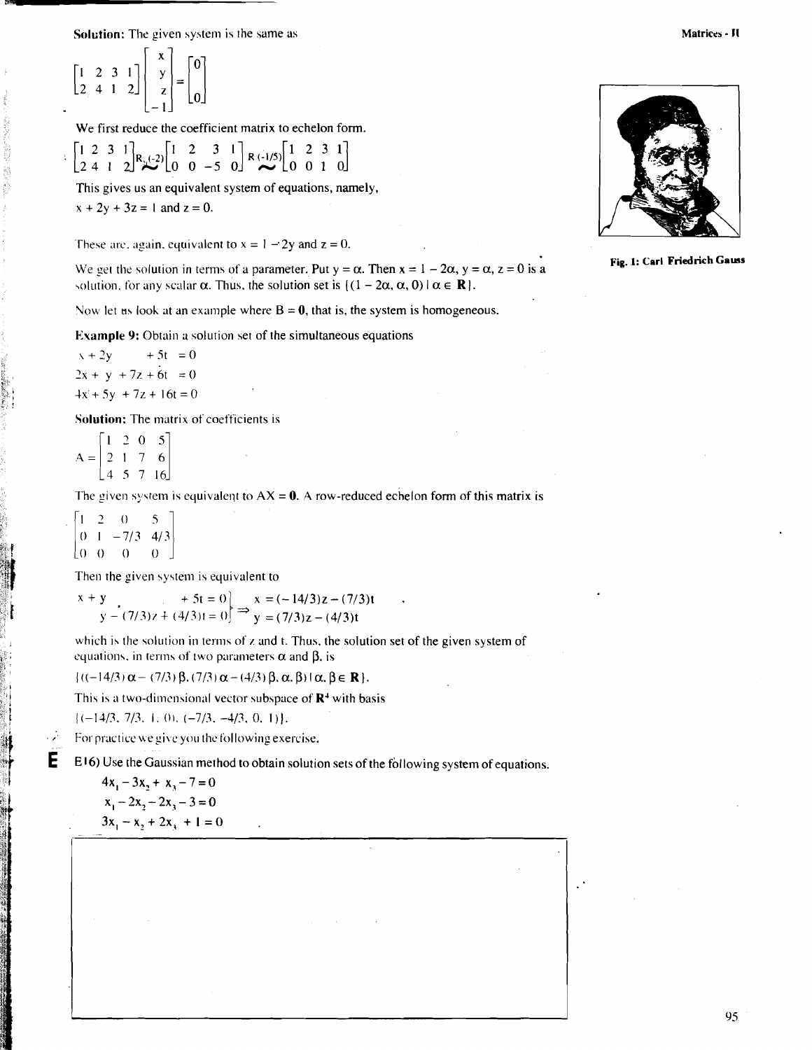**Solution:** The given system is the same as

$$\begin{bmatrix} 1 & 2 & 3 & 1 \\ 2 & 4 & 1 & 2 \end{bmatrix} \begin{bmatrix} x \\ y \\ z \\ -1 \end{bmatrix} = \begin{bmatrix} 0 \\ 0 \end{bmatrix}$$

We first reduce the coefficient matrix to echelon form.

$$\begin{bmatrix} 1 & 2 & 3 & 1 \\ 2 & 4 & 1 & 2 \end{bmatrix} \overset{R_{21}(-2)}{\sim} \begin{bmatrix} 1 & 2 & 3 & 1 \\ 0 & 0 & -5 & 0 \end{bmatrix} \overset{R_2(-1/5)}{\sim} \begin{bmatrix} 1 & 2 & 3 & 1 \\ 0 & 0 & 1 & 0 \end{bmatrix}$$

This gives us an equivalent system of equations, namely,

$x + 2y + 3z = 1$ and $z = 0$.

These are, again, equivalent to $x = 1 - 2y$ and $z = 0$.

We get the solution in terms of a parameter. Put $y = \alpha$. Then $x = 1 - 2\alpha$, $y = \alpha$, $z = 0$ is a solution, for any scalar $\alpha$. Thus, the solution set is $\{(1 - 2\alpha, \alpha, 0) \mid \alpha \in \mathbf{R}\}$.

Fig. 1: Carl Friedrich Gauss

Now let us look at an example where $B = \mathbf{0}$, that is, the system is homogeneous.

**Example 9:** Obtain a solution set of the simultaneous equations

$$x + 2y \quad + 5t = 0$$
$$2x + y + 7z + 6t = 0$$
$$4x + 5y + 7z + 16t = 0$$

**Solution:** The matrix of coefficients is

$$A = \begin{bmatrix} 1 & 2 & 0 & 5 \\ 2 & 1 & 7 & 6 \\ 4 & 5 & 7 & 16 \end{bmatrix}$$

The given system is equivalent to $AX = \mathbf{0}$. A row-reduced echelon form of this matrix is

$$\begin{bmatrix} 1 & 2 & 0 & 5 \\ 0 & 1 & -7/3 & 4/3 \\ 0 & 0 & 0 & 0 \end{bmatrix}$$

Then the given system is equivalent to

$$\left.\begin{aligned} x + y \quad\quad + 5t &= 0 \\ y - (7/3)z + (4/3)t &= 0 \end{aligned}\right\} \Rightarrow \begin{aligned} x &= (-14/3)z - (7/3)t \\ y &= (7/3)z - (4/3)t \end{aligned}$$

which is the solution in terms of $z$ and $t$. Thus, the solution set of the given system of equations, in terms of two parameters $\alpha$ and $\beta$, is

$\{((-14/3)\alpha - (7/3)\beta, (7/3)\alpha - (4/3)\beta, \alpha, \beta) \mid \alpha, \beta \in \mathbf{R}\}$.

This is a two-dimensional vector subspace of $\mathbf{R}^4$ with basis

$\{(-14/3, 7/3, 1, 0), (-7/3, -4/3, 0, 1)\}$.

For practice we give you the following exercise.

**E** E16) Use the Gaussian method to obtain solution sets of the following system of equations.

$$4x_1 - 3x_2 + x_3 - 7 = 0$$
$$x_1 - 2x_2 - 2x_3 - 3 = 0$$
$$3x_1 - x_2 + 2x_3 + 1 = 0$$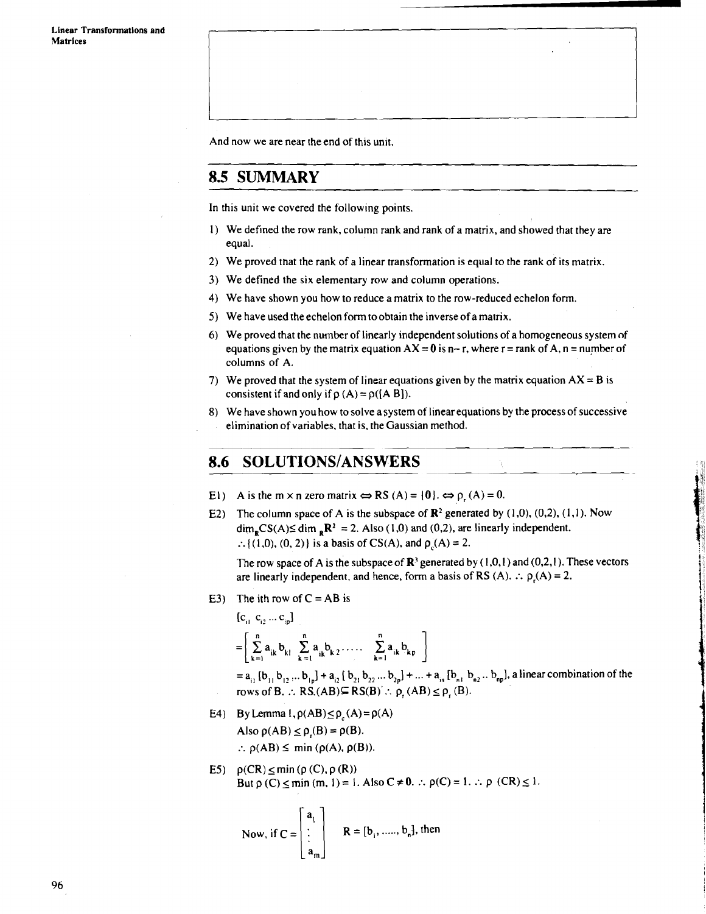And now we are near the end of this unit.

## 8.5 SUMMARY

In this unit we covered the following points.

1) We defined the row rank, column rank and rank of a matrix, and showed that they are equal.
2) We proved that the rank of a linear transformation is equal to the rank of its matrix.
3) We defined the six elementary row and column operations.
4) We have shown you how to reduce a matrix to the row-reduced echelon form.
5) We have used the echelon form to obtain the inverse of a matrix.
6) We proved that the number of linearly independent solutions of a homogeneous system of equations given by the matrix equation $AX = 0$ is $n - r$, where $r$ = rank of A, $n$ = number of columns of A.
7) We proved that the system of linear equations given by the matrix equation $AX = B$ is consistent if and only if $\rho(A) = \rho([A\ B])$.
8) We have shown you how to solve a system of linear equations by the process of successive elimination of variables, that is, the Gaussian method.

## 8.6 SOLUTIONS/ANSWERS

E1) A is the $m \times n$ zero matrix $\Leftrightarrow RS(A) = \{0\}$. $\Leftrightarrow \rho_r(A) = 0$.

E2) The column space of A is the subspace of $\mathbf{R}^2$ generated by (1,0), (0,2), (1,1). Now $\dim_{\mathbf{R}} CS(A) \leq \dim_{\mathbf{R}} \mathbf{R}^2 = 2$. Also (1,0) and (0,2), are linearly independent.
$\therefore \{(1,0), (0,2)\}$ is a basis of CS(A), and $\rho_c(A) = 2$.

The row space of A is the subspace of $\mathbf{R}^3$ generated by (1,0,1) and (0,2,1). These vectors are linearly independent, and hence, form a basis of RS (A). $\therefore \rho_r(A) = 2$.

E3) The ith row of $C = AB$ is

$[c_{i1}\ c_{i2} \ldots c_{ip}]$

$$= \left[ \sum_{k=1}^{n} a_{ik} b_{k1}\ \sum_{k=1}^{n} a_{ik} b_{k2} \ldots\ldots \sum_{k=1}^{n} a_{ik} b_{kp} \right]$$

$= a_{i1}[b_{11}\ b_{12} \ldots b_{1p}] + a_{i2}[b_{21}\ b_{22} \ldots b_{2p}] + \ldots + a_{in}[b_{n1}\ b_{n2} \ldots b_{np}]$, a linear combination of the rows of B. $\therefore RS(AB) \subseteq RS(B) \therefore \rho_r(AB) \leq \rho_r(B)$.

E4) By Lemma 1, $\rho(AB) \leq \rho_c(A) = \rho(A)$
Also $\rho(AB) \leq \rho_r(B) = \rho(B)$.
$\therefore \rho(AB) \leq \min(\rho(A), \rho(B))$.

E5) $\rho(CR) \leq \min(\rho(C), \rho(R))$
But $\rho(C) \leq \min(m, 1) = 1$. Also $C \neq 0$. $\therefore \rho(C) = 1$. $\therefore \rho(CR) \leq 1$.

Now, if $C = \begin{bmatrix} a_1 \\ \vdots \\ a_m \end{bmatrix}$ $R = [b_1, \ldots\ldots, b_n]$, then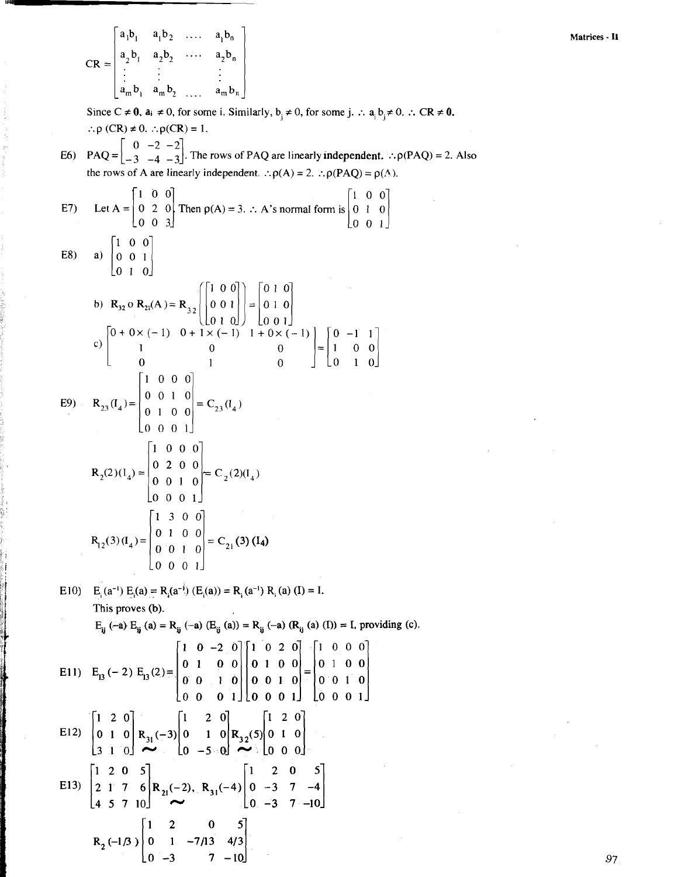$$CR = \begin{bmatrix} a_1b_1 & a_1b_2 & \cdots & a_1b_n \\ a_2b_1 & a_2b_2 & \cdots & a_2b_n \\ \vdots & \vdots & & \vdots \\ a_mb_1 & a_mb_2 & \cdots & a_mb_n \end{bmatrix}$$

Since $C \neq \mathbf{0}$, $a_i \neq 0$, for some i. Similarly, $b_j \neq 0$, for some j. $\therefore$ $a_ib_j \neq 0$. $\therefore$ $CR \neq \mathbf{0}$.

$\therefore \rho(CR) \neq 0$. $\therefore \rho(CR) = 1$.

E6) $PAQ = \begin{bmatrix} 0 & -2 & -2 \\ -3 & -4 & -3 \end{bmatrix}$. The rows of PAQ are linearly **independent.** $\therefore \rho(PAQ) = 2$. Also the rows of A are linearly independent. $\therefore \rho(A) = 2$. $\therefore \rho(PAQ) = \rho(A)$.

E7) Let $A = \begin{bmatrix} 1 & 0 & 0 \\ 0 & 2 & 0 \\ 0 & 0 & 3 \end{bmatrix}$. Then $\rho(A) = 3$. $\therefore$ A's normal form is $\begin{bmatrix} 1 & 0 & 0 \\ 0 & 1 & 0 \\ 0 & 0 & 1 \end{bmatrix}$

E8) a) $\begin{bmatrix} 1 & 0 & 0 \\ 0 & 0 & 1 \\ 0 & 1 & 0 \end{bmatrix}$

b) $R_{32} \circ R_{21}(A) = R_{32}\left(\begin{bmatrix} 1 & 0 & 0 \\ 0 & 0 & 1 \\ 0 & 1 & 0 \end{bmatrix}\right) = \begin{bmatrix} 0 & 1 & 0 \\ 0 & 1 & 0 \\ 0 & 0 & 1 \end{bmatrix}$

c) $\begin{bmatrix} 0 + 0 \times (-1) & 0 + 1 \times (-1) & 1 + 0 \times (-1) \\ 1 & 0 & 0 \\ 0 & 1 & 0 \end{bmatrix} = \begin{bmatrix} 0 & -1 & 1 \\ 1 & 0 & 0 \\ 0 & 1 & 0 \end{bmatrix}$

E9) $R_{23}(I_4) = \begin{bmatrix} 1 & 0 & 0 & 0 \\ 0 & 0 & 1 & 0 \\ 0 & 1 & 0 & 0 \\ 0 & 0 & 0 & 1 \end{bmatrix} = C_{23}(I_4)$

$R_2(2)(I_4) = \begin{bmatrix} 1 & 0 & 0 & 0 \\ 0 & 2 & 0 & 0 \\ 0 & 0 & 1 & 0 \\ 0 & 0 & 0 & 1 \end{bmatrix} = C_2(2)(I_4)$

$R_{12}(3)(I_4) = \begin{bmatrix} 1 & 3 & 0 & 0 \\ 0 & 1 & 0 & 0 \\ 0 & 0 & 1 & 0 \\ 0 & 0 & 0 & 1 \end{bmatrix} = C_{21}(3)(I_4)$

E10) $E_i(a^{-1})\, E_i(a) = R_i(a^{-1})\, (E_i(a)) = R_i(a^{-1})\, R_i(a)\, (I) = I$.

This proves (b).

$E_{ij}(-a)\, E_{ij}(a) = R_{ij}(-a)\, (E_{ij}(a)) = R_{ij}(-a)\, (R_{ij}(a)\, (I)) = I$, providing (c).

E11) $E_{13}(-2)\, E_{13}(2) = \begin{bmatrix} 1 & 0 & -2 & 0 \\ 0 & 1 & 0 & 0 \\ 0 & 0 & 1 & 0 \\ 0 & 0 & 0 & 1 \end{bmatrix} \begin{bmatrix} 1 & 0 & 2 & 0 \\ 0 & 1 & 0 & 0 \\ 0 & 0 & 1 & 0 \\ 0 & 0 & 0 & 1 \end{bmatrix} = \begin{bmatrix} 1 & 0 & 0 & 0 \\ 0 & 1 & 0 & 0 \\ 0 & 0 & 1 & 0 \\ 0 & 0 & 0 & 1 \end{bmatrix}$

E12) $\begin{bmatrix} 1 & 2 & 0 \\ 0 & 1 & 0 \\ 3 & 1 & 0 \end{bmatrix} \underset{\sim}{R_{31}(-3)} \begin{bmatrix} 1 & 2 & 0 \\ 0 & 1 & 0 \\ 0 & -5 & 0 \end{bmatrix} \underset{\sim}{R_{32}(5)} \begin{bmatrix} 1 & 2 & 0 \\ 0 & 1 & 0 \\ 0 & 0 & 0 \end{bmatrix}$

E13) $\begin{bmatrix} 1 & 2 & 0 & 5 \\ 2 & 1 & 7 & 6 \\ 4 & 5 & 7 & 10 \end{bmatrix} \underset{\sim}{R_{21}(-2),\ R_{31}(-4)} \begin{bmatrix} 1 & 2 & 0 & 5 \\ 0 & -3 & 7 & -4 \\ 0 & -3 & 7 & -10 \end{bmatrix}$

$R_2(-1/3) \begin{bmatrix} 1 & 2 & 0 & 5 \\ 0 & 1 & -7/13 & 4/3 \\ 0 & -3 & 7 & -10 \end{bmatrix}$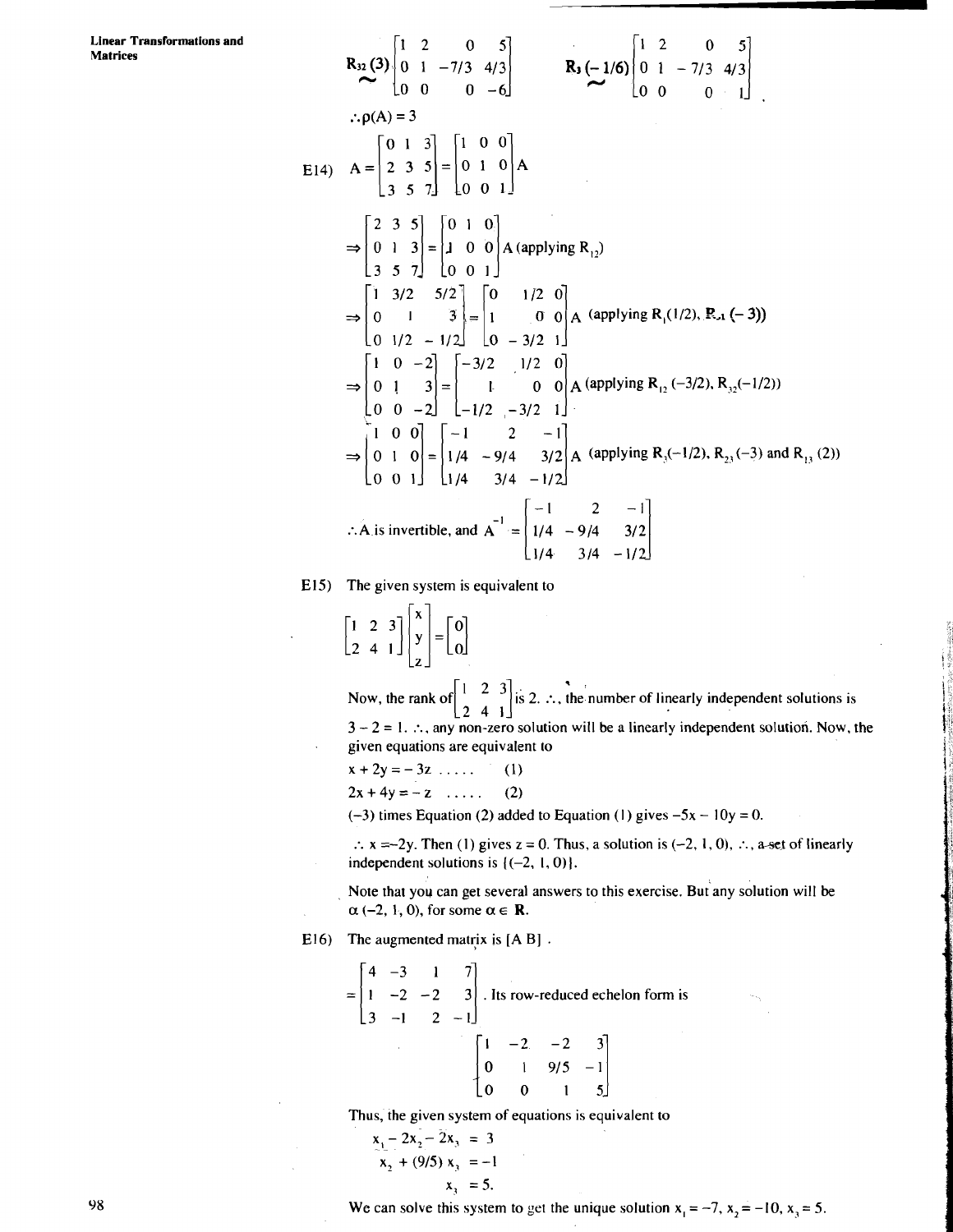$$R_{32}(3) \sim \begin{bmatrix} 1 & 2 & 0 & 5 \\ 0 & 1 & -7/3 & 4/3 \\ 0 & 0 & 0 & -6 \end{bmatrix} \quad R_3(-1/6) \sim \begin{bmatrix} 1 & 2 & 0 & 5 \\ 0 & 1 & -7/3 & 4/3 \\ 0 & 0 & 0 & 1 \end{bmatrix}.$$

$\therefore \rho(A) = 3$

E14) $$A = \begin{bmatrix} 0 & 1 & 3 \\ 2 & 3 & 5 \\ 3 & 5 & 7 \end{bmatrix} = \begin{bmatrix} 1 & 0 & 0 \\ 0 & 1 & 0 \\ 0 & 0 & 1 \end{bmatrix} A$$

$$\Rightarrow \begin{bmatrix} 2 & 3 & 5 \\ 0 & 1 & 3 \\ 3 & 5 & 7 \end{bmatrix} = \begin{bmatrix} 0 & 1 & 0 \\ 1 & 0 & 0 \\ 0 & 0 & 1 \end{bmatrix} A \text{ (applying } R_{12})$$

$$\Rightarrow \begin{bmatrix} 1 & 3/2 & 5/2 \\ 0 & 1 & 3 \\ 0 & 1/2 & -1/2 \end{bmatrix} = \begin{bmatrix} 0 & 1/2 & 0 \\ 1 & 0 & 0 \\ 0 & -3/2 & 1 \end{bmatrix} A \text{ (applying } R_1(1/2), R_{31}(-3))$$

$$\Rightarrow \begin{bmatrix} 1 & 0 & -2 \\ 0 & 1 & 3 \\ 0 & 0 & -2 \end{bmatrix} = \begin{bmatrix} -3/2 & 1/2 & 0 \\ 1 & 0 & 0 \\ -1/2 & -3/2 & 1 \end{bmatrix} A \text{ (applying } R_{12}(-3/2), R_{32}(-1/2))$$

$$\Rightarrow \begin{bmatrix} 1 & 0 & 0 \\ 0 & 1 & 0 \\ 0 & 0 & 1 \end{bmatrix} = \begin{bmatrix} -1 & 2 & -1 \\ 1/4 & -9/4 & 3/2 \\ 1/4 & 3/4 & -1/2 \end{bmatrix} A \text{ (applying } R_3(-1/2), R_{23}(-3) \text{ and } R_{13}(2))$$

$$\therefore A \text{ is invertible, and } A^{-1} = \begin{bmatrix} -1 & 2 & -1 \\ 1/4 & -9/4 & 3/2 \\ 1/4 & 3/4 & -1/2 \end{bmatrix}$$

E15) The given system is equivalent to

$$\begin{bmatrix} 1 & 2 & 3 \\ 2 & 4 & 1 \end{bmatrix} \begin{bmatrix} x \\ y \\ z \end{bmatrix} = \begin{bmatrix} 0 \\ 0 \end{bmatrix}$$

Now, the rank of $\begin{bmatrix} 1 & 2 & 3 \\ 2 & 4 & 1 \end{bmatrix}$ is 2. $\therefore$, the number of linearly independent solutions is $3 - 2 = 1$. $\therefore$, any non-zero solution will be a linearly independent solution. Now, the given equations are equivalent to

$x + 2y = -3z$ ..... (1)

$2x + 4y = -z$ ..... (2)

$(-3)$ times Equation (2) added to Equation (1) gives $-5x - 10y = 0$.

$\therefore x = -2y$. Then (1) gives $z = 0$. Thus, a solution is $(-2, 1, 0)$. $\therefore$, a set of linearly independent solutions is $\{(-2, 1, 0)\}$.

Note that you can get several answers to this exercise. But any solution will be $\alpha(-2, 1, 0)$, for some $\alpha \in \mathbf{R}$.

E16) The augmented matrix is $[A \; B]$.

$$= \begin{bmatrix} 4 & -3 & 1 & 7 \\ 1 & -2 & -2 & 3 \\ 3 & -1 & 2 & -1 \end{bmatrix}. \text{ Its row-reduced echelon form is}$$

$$\begin{bmatrix} 1 & -2 & -2 & 3 \\ 0 & 1 & 9/5 & -1 \\ 0 & 0 & 1 & 5 \end{bmatrix}$$

Thus, the given system of equations is equivalent to

$x_1 - 2x_2 - 2x_3 = 3$

$x_2 + (9/5)x_3 = -1$

$x_3 = 5$.

We can solve this system to get the unique solution $x_1 = -7$, $x_2 = -10$, $x_3 = 5$.